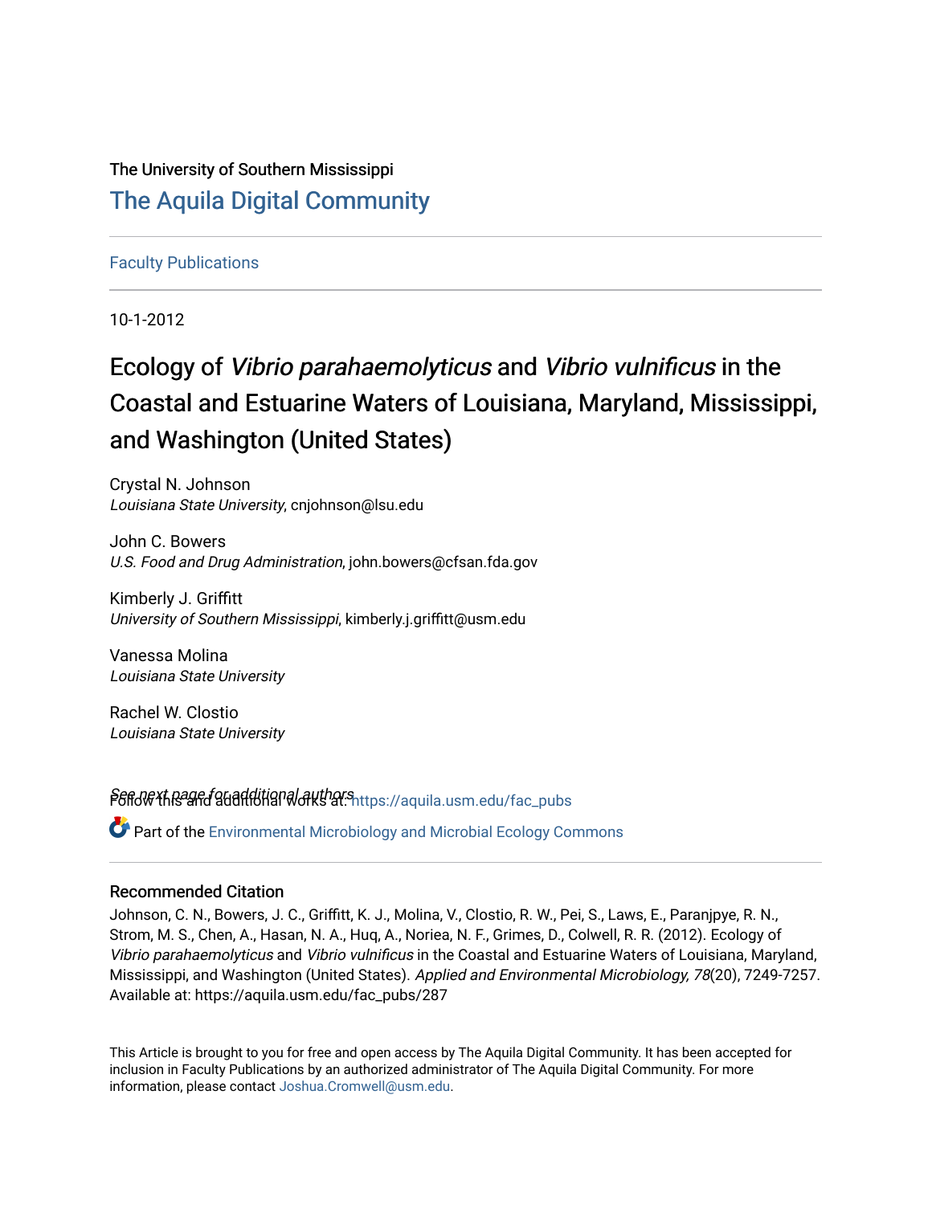The University of Southern Mississippi

# The Aquila Digital Community

Faculty Publications

10-1-2012

# Ecology of *Vibrio parahaemolyticus* and *Vibrio vulnificus* in the Coastal and Estuarine Waters of Louisiana, Maryland, Mississippi, and Washington (United States)

Crystal N. Johnson
*Louisiana State University*, cnjohnson@lsu.edu

John C. Bowers
*U.S. Food and Drug Administration*, john.bowers@cfsan.fda.gov

Kimberly J. Griffitt
*University of Southern Mississippi*, kimberly.j.griffitt@usm.edu

Vanessa Molina
*Louisiana State University*

Rachel W. Clostio
*Louisiana State University*

*See next page for additional authors*

Follow this and additional works at: https://aquila.usm.edu/fac_pubs

Part of the Environmental Microbiology and Microbial Ecology Commons

### Recommended Citation

Johnson, C. N., Bowers, J. C., Griffitt, K. J., Molina, V., Clostio, R. W., Pei, S., Laws, E., Paranjpye, R. N., Strom, M. S., Chen, A., Hasan, N. A., Huq, A., Noriea, N. F., Grimes, D., Colwell, R. R. (2012). Ecology of *Vibrio parahaemolyticus* and *Vibrio vulnificus* in the Coastal and Estuarine Waters of Louisiana, Maryland, Mississippi, and Washington (United States). *Applied and Environmental Microbiology, 78*(20), 7249-7257.
Available at: https://aquila.usm.edu/fac_pubs/287

This Article is brought to you for free and open access by The Aquila Digital Community. It has been accepted for inclusion in Faculty Publications by an authorized administrator of The Aquila Digital Community. For more information, please contact Joshua.Cromwell@usm.edu.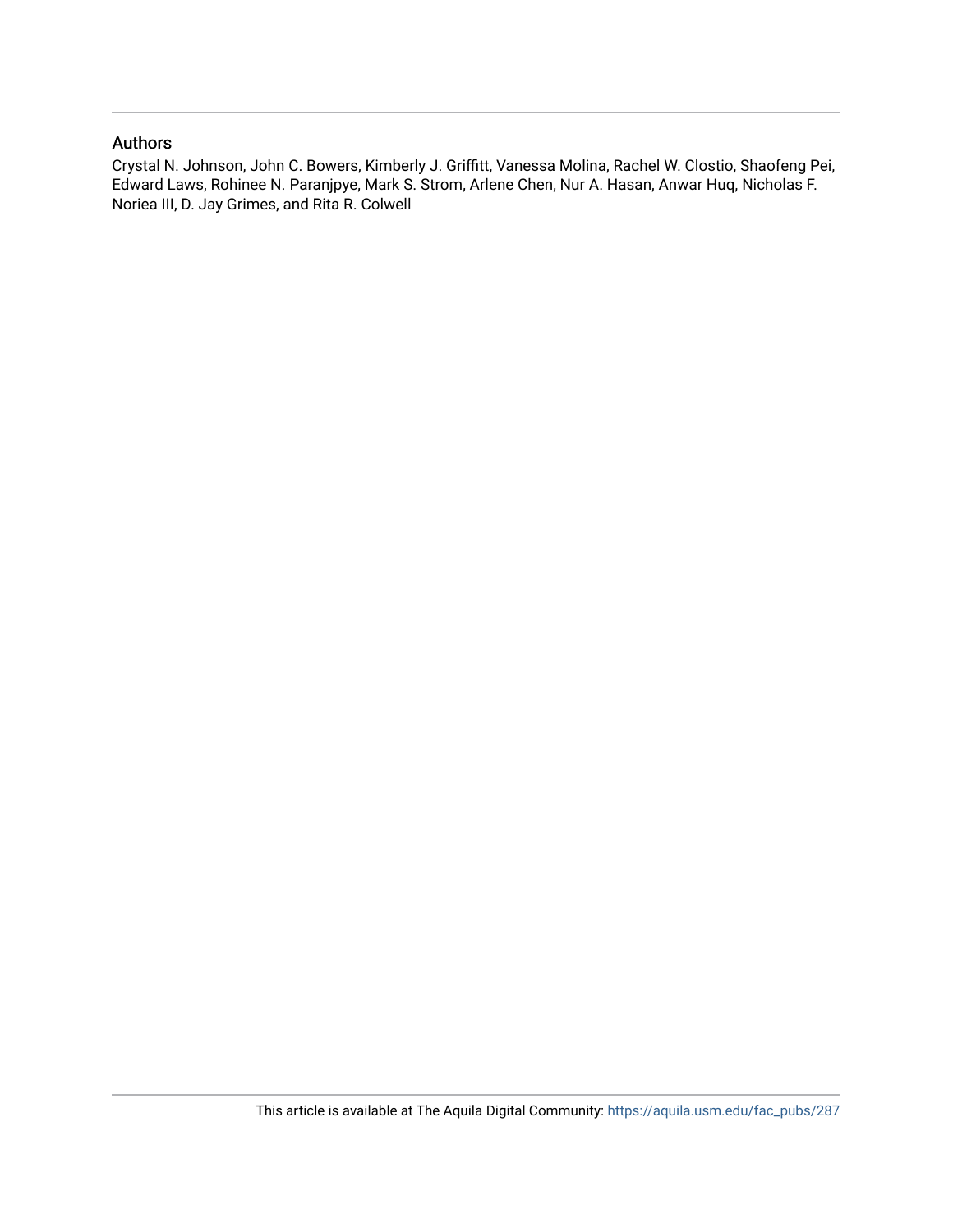## Authors

Crystal N. Johnson, John C. Bowers, Kimberly J. Griffitt, Vanessa Molina, Rachel W. Clostio, Shaofeng Pei, Edward Laws, Rohinee N. Paranjpye, Mark S. Strom, Arlene Chen, Nur A. Hasan, Anwar Huq, Nicholas F. Noriea III, D. Jay Grimes, and Rita R. Colwell

This article is available at The Aquila Digital Community: https://aquila.usm.edu/fac_pubs/287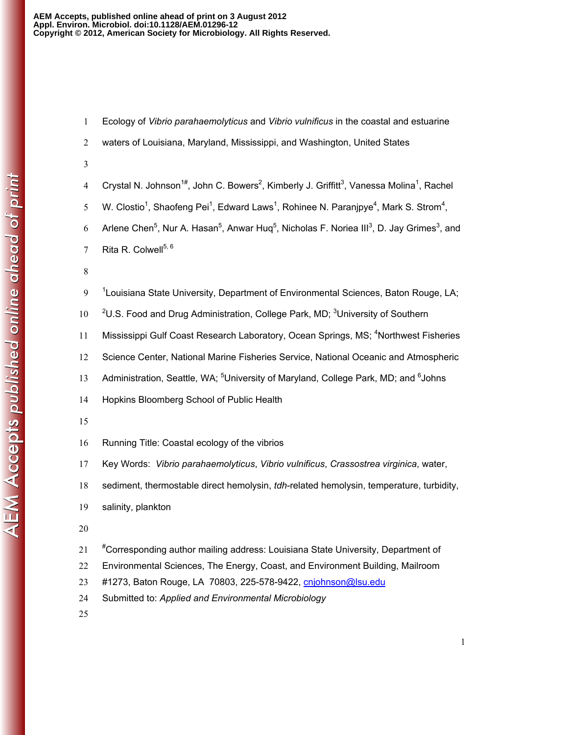# Ecology of *Vibrio parahaemolyticus* and *Vibrio vulnificus* in the coastal and estuarine waters of Louisiana, Maryland, Mississippi, and Washington, United States

Crystal N. Johnson[1#], John C. Bowers[2], Kimberly J. Griffitt[3], Vanessa Molina[1], Rachel W. Clostio[1], Shaofeng Pei[1], Edward Laws[1], Rohinee N. Paranjpye[4], Mark S. Strom[4], Arlene Chen[5], Nur A. Hasan[5], Anwar Huq[5], Nicholas F. Noriea III[3], D. Jay Grimes[3], and Rita R. Colwell[5, 6]

[1]Louisiana State University, Department of Environmental Sciences, Baton Rouge, LA; [2]U.S. Food and Drug Administration, College Park, MD; [3]University of Southern Mississippi Gulf Coast Research Laboratory, Ocean Springs, MS; [4]Northwest Fisheries Science Center, National Marine Fisheries Service, National Oceanic and Atmospheric Administration, Seattle, WA; [5]University of Maryland, College Park, MD; and [6]Johns Hopkins Bloomberg School of Public Health

Running Title: Coastal ecology of the vibrios

Key Words: *Vibrio parahaemolyticus*, *Vibrio vulnificus*, *Crassostrea virginica*, water, sediment, thermostable direct hemolysin, *tdh*-related hemolysin, temperature, turbidity, salinity, plankton

[#]Corresponding author mailing address: Louisiana State University, Department of Environmental Sciences, The Energy, Coast, and Environment Building, Mailroom #1273, Baton Rouge, LA 70803, 225-578-9422, cnjohnson@lsu.edu

Submitted to: *Applied and Environmental Microbiology*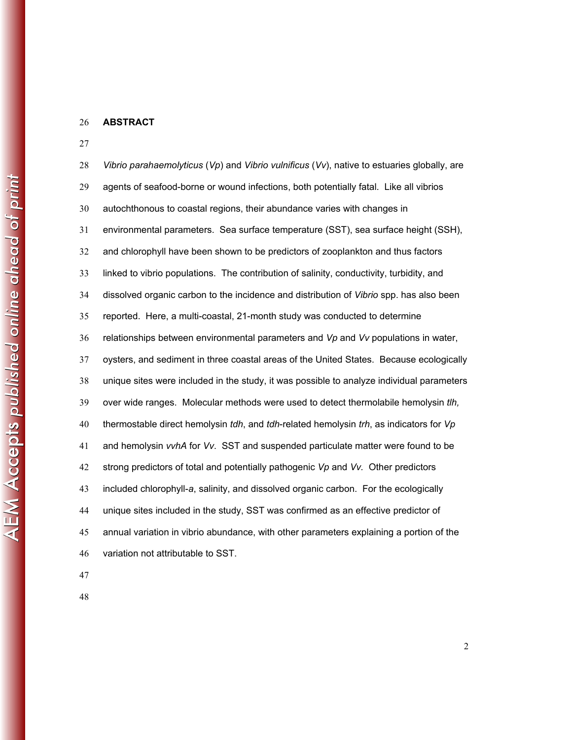## ABSTRACT

*Vibrio parahaemolyticus* (*Vp*) and *Vibrio vulnificus* (*Vv*), native to estuaries globally, are agents of seafood-borne or wound infections, both potentially fatal. Like all vibrios autochthonous to coastal regions, their abundance varies with changes in environmental parameters. Sea surface temperature (SST), sea surface height (SSH), and chlorophyll have been shown to be predictors of zooplankton and thus factors linked to vibrio populations. The contribution of salinity, conductivity, turbidity, and dissolved organic carbon to the incidence and distribution of *Vibrio* spp. has also been reported. Here, a multi-coastal, 21-month study was conducted to determine relationships between environmental parameters and *Vp* and *Vv* populations in water, oysters, and sediment in three coastal areas of the United States. Because ecologically unique sites were included in the study, it was possible to analyze individual parameters over wide ranges. Molecular methods were used to detect thermolabile hemolysin *tlh*, thermostable direct hemolysin *tdh*, and *tdh*-related hemolysin *trh*, as indicators for *Vp* and hemolysin *vvhA* for *Vv*. SST and suspended particulate matter were found to be strong predictors of total and potentially pathogenic *Vp* and *Vv*. Other predictors included chlorophyll-*a*, salinity, and dissolved organic carbon. For the ecologically unique sites included in the study, SST was confirmed as an effective predictor of annual variation in vibrio abundance, with other parameters explaining a portion of the variation not attributable to SST.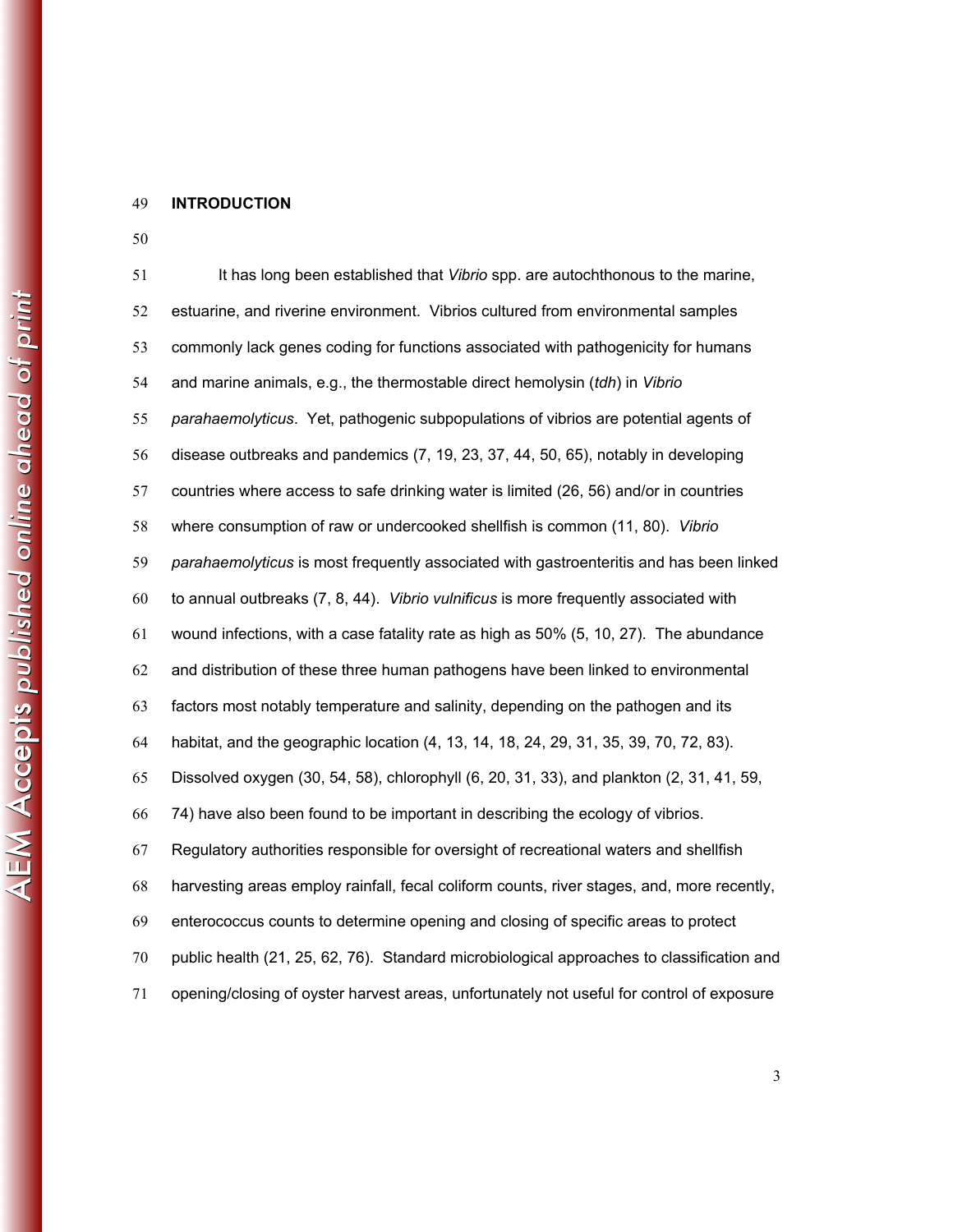## INTRODUCTION

It has long been established that *Vibrio* spp. are autochthonous to the marine, estuarine, and riverine environment. Vibrios cultured from environmental samples commonly lack genes coding for functions associated with pathogenicity for humans and marine animals, e.g., the thermostable direct hemolysin (*tdh*) in *Vibrio parahaemolyticus*. Yet, pathogenic subpopulations of vibrios are potential agents of disease outbreaks and pandemics (7, 19, 23, 37, 44, 50, 65), notably in developing countries where access to safe drinking water is limited (26, 56) and/or in countries where consumption of raw or undercooked shellfish is common (11, 80). *Vibrio parahaemolyticus* is most frequently associated with gastroenteritis and has been linked to annual outbreaks (7, 8, 44). *Vibrio vulnificus* is more frequently associated with wound infections, with a case fatality rate as high as 50% (5, 10, 27). The abundance and distribution of these three human pathogens have been linked to environmental factors most notably temperature and salinity, depending on the pathogen and its habitat, and the geographic location (4, 13, 14, 18, 24, 29, 31, 35, 39, 70, 72, 83). Dissolved oxygen (30, 54, 58), chlorophyll (6, 20, 31, 33), and plankton (2, 31, 41, 59, 74) have also been found to be important in describing the ecology of vibrios. Regulatory authorities responsible for oversight of recreational waters and shellfish harvesting areas employ rainfall, fecal coliform counts, river stages, and, more recently, enterococcus counts to determine opening and closing of specific areas to protect public health (21, 25, 62, 76). Standard microbiological approaches to classification and opening/closing of oyster harvest areas, unfortunately not useful for control of exposure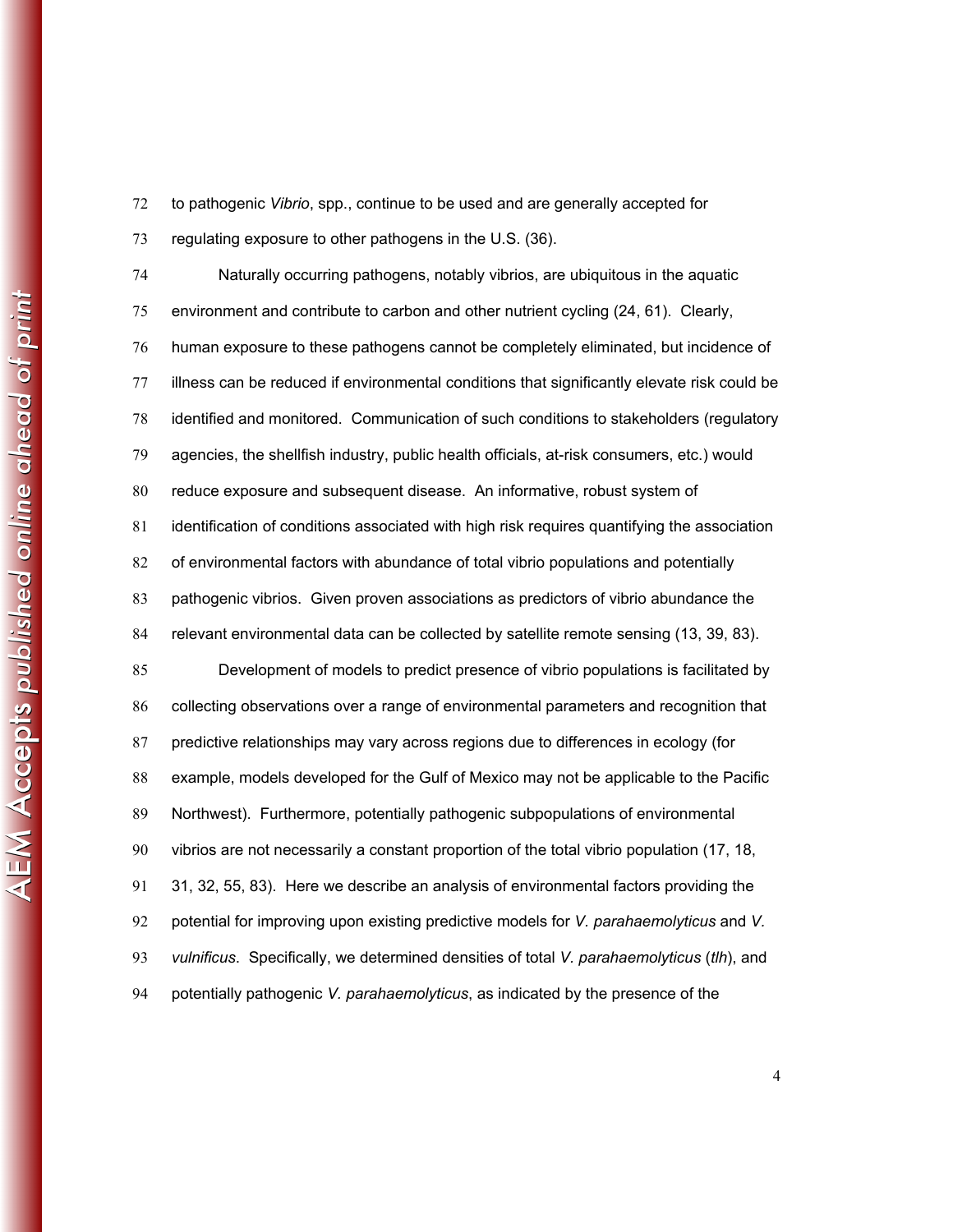to pathogenic *Vibrio*, spp., continue to be used and are generally accepted for regulating exposure to other pathogens in the U.S. (36).

Naturally occurring pathogens, notably vibrios, are ubiquitous in the aquatic environment and contribute to carbon and other nutrient cycling (24, 61). Clearly, human exposure to these pathogens cannot be completely eliminated, but incidence of illness can be reduced if environmental conditions that significantly elevate risk could be identified and monitored. Communication of such conditions to stakeholders (regulatory agencies, the shellfish industry, public health officials, at-risk consumers, etc.) would reduce exposure and subsequent disease. An informative, robust system of identification of conditions associated with high risk requires quantifying the association of environmental factors with abundance of total vibrio populations and potentially pathogenic vibrios. Given proven associations as predictors of vibrio abundance the relevant environmental data can be collected by satellite remote sensing (13, 39, 83).

Development of models to predict presence of vibrio populations is facilitated by collecting observations over a range of environmental parameters and recognition that predictive relationships may vary across regions due to differences in ecology (for example, models developed for the Gulf of Mexico may not be applicable to the Pacific Northwest). Furthermore, potentially pathogenic subpopulations of environmental vibrios are not necessarily a constant proportion of the total vibrio population (17, 18, 31, 32, 55, 83). Here we describe an analysis of environmental factors providing the potential for improving upon existing predictive models for *V. parahaemolyticus* and *V. vulnificus*. Specifically, we determined densities of total *V. parahaemolyticus* (*tlh*), and potentially pathogenic *V. parahaemolyticus*, as indicated by the presence of the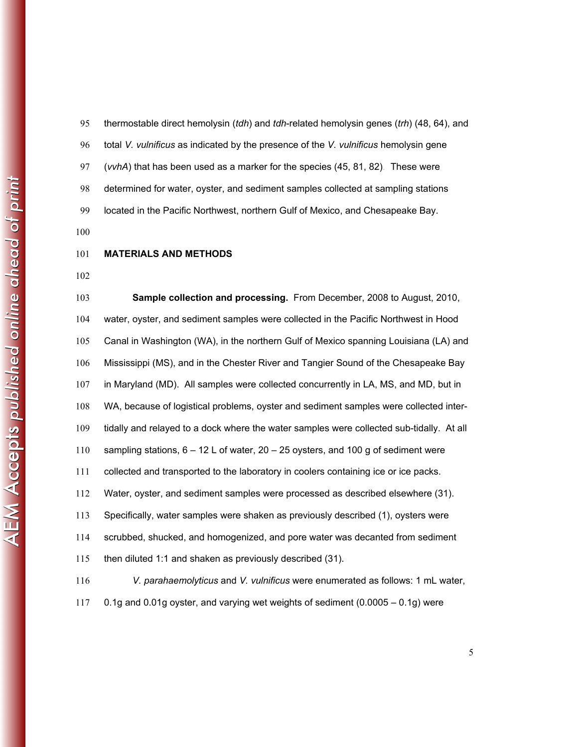thermostable direct hemolysin (*tdh*) and *tdh*-related hemolysin genes (*trh*) (48, 64), and total *V. vulnificus* as indicated by the presence of the *V. vulnificus* hemolysin gene (*vvhA*) that has been used as a marker for the species (45, 81, 82). These were determined for water, oyster, and sediment samples collected at sampling stations located in the Pacific Northwest, northern Gulf of Mexico, and Chesapeake Bay.

## MATERIALS AND METHODS

**Sample collection and processing.** From December, 2008 to August, 2010, water, oyster, and sediment samples were collected in the Pacific Northwest in Hood Canal in Washington (WA), in the northern Gulf of Mexico spanning Louisiana (LA) and Mississippi (MS), and in the Chester River and Tangier Sound of the Chesapeake Bay in Maryland (MD). All samples were collected concurrently in LA, MS, and MD, but in WA, because of logistical problems, oyster and sediment samples were collected inter-tidally and relayed to a dock where the water samples were collected sub-tidally. At all sampling stations, 6 – 12 L of water, 20 – 25 oysters, and 100 g of sediment were collected and transported to the laboratory in coolers containing ice or ice packs. Water, oyster, and sediment samples were processed as described elsewhere (31). Specifically, water samples were shaken as previously described (1), oysters were scrubbed, shucked, and homogenized, and pore water was decanted from sediment then diluted 1:1 and shaken as previously described (31).

*V. parahaemolyticus* and *V. vulnificus* were enumerated as follows: 1 mL water, 0.1g and 0.01g oyster, and varying wet weights of sediment (0.0005 – 0.1g) were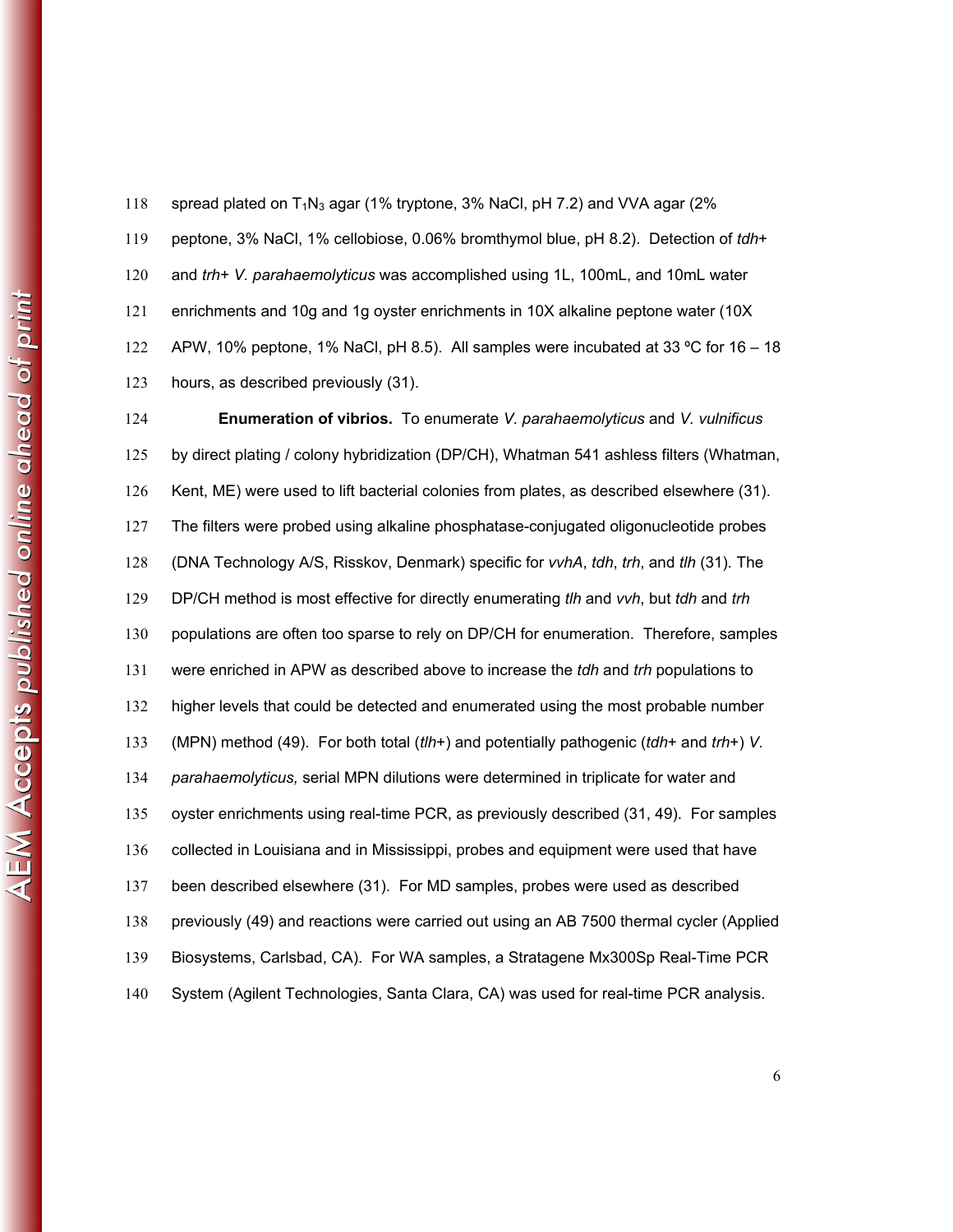spread plated on $T_1N_3$ agar (1% tryptone, 3% NaCl, pH 7.2) and VVA agar (2% peptone, 3% NaCl, 1% cellobiose, 0.06% bromthymol blue, pH 8.2). Detection of *tdh*+ and *trh*+ *V. parahaemolyticus* was accomplished using 1L, 100mL, and 10mL water enrichments and 10g and 1g oyster enrichments in 10X alkaline peptone water (10X APW, 10% peptone, 1% NaCl, pH 8.5). All samples were incubated at 33 ºC for 16 – 18 hours, as described previously (31).

**Enumeration of vibrios.** To enumerate *V. parahaemolyticus* and *V. vulnificus* by direct plating / colony hybridization (DP/CH), Whatman 541 ashless filters (Whatman, Kent, ME) were used to lift bacterial colonies from plates, as described elsewhere (31). The filters were probed using alkaline phosphatase-conjugated oligonucleotide probes (DNA Technology A/S, Risskov, Denmark) specific for *vvhA*, *tdh*, *trh*, and *tlh* (31). The DP/CH method is most effective for directly enumerating *tlh* and *vvh*, but *tdh* and *trh* populations are often too sparse to rely on DP/CH for enumeration. Therefore, samples were enriched in APW as described above to increase the *tdh* and *trh* populations to higher levels that could be detected and enumerated using the most probable number (MPN) method (49). For both total (*tlh*+) and potentially pathogenic (*tdh*+ and *trh*+) *V. parahaemolyticus,* serial MPN dilutions were determined in triplicate for water and oyster enrichments using real-time PCR, as previously described (31, 49). For samples collected in Louisiana and in Mississippi, probes and equipment were used that have been described elsewhere (31). For MD samples, probes were used as described previously (49) and reactions were carried out using an AB 7500 thermal cycler (Applied Biosystems, Carlsbad, CA). For WA samples, a Stratagene Mx300Sp Real-Time PCR System (Agilent Technologies, Santa Clara, CA) was used for real-time PCR analysis.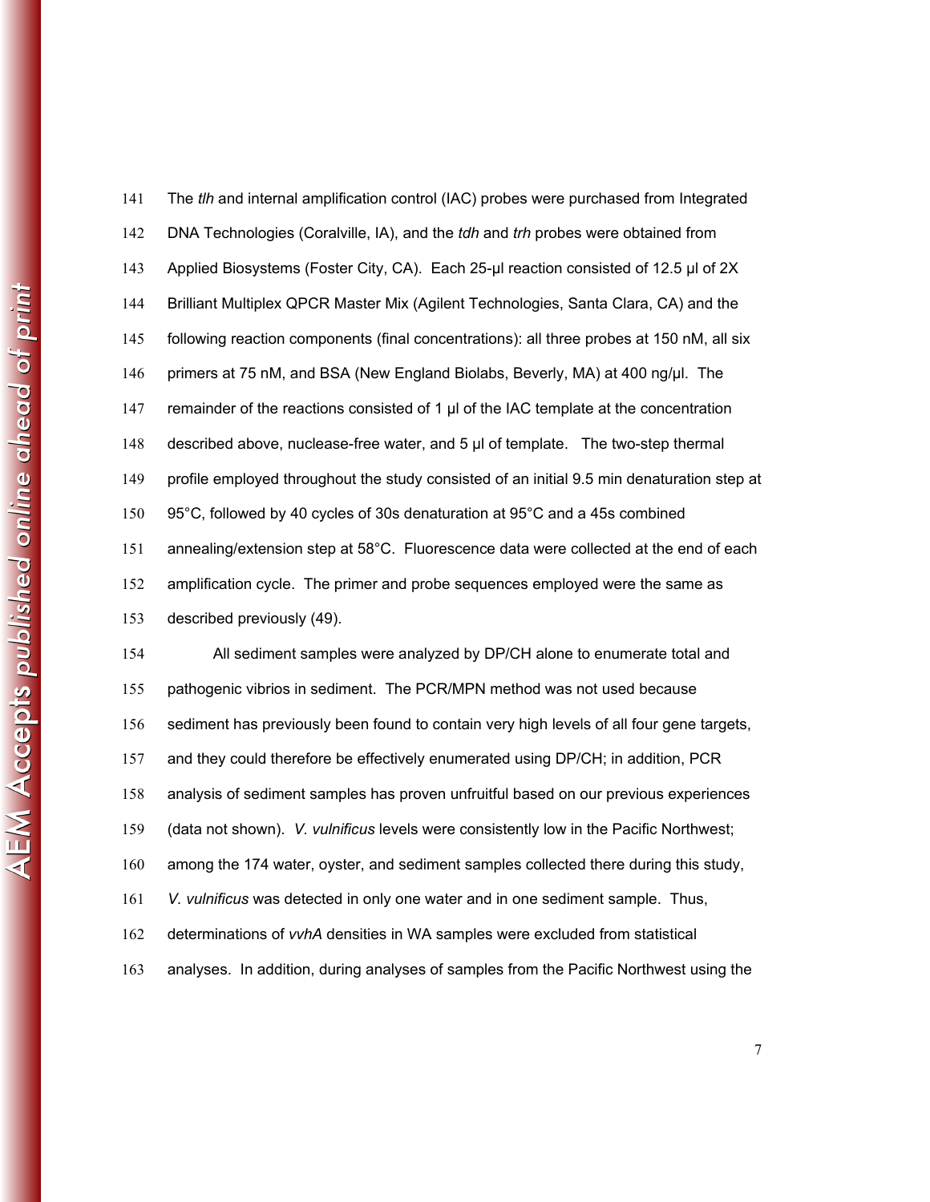The *tlh* and internal amplification control (IAC) probes were purchased from Integrated DNA Technologies (Coralville, IA), and the *tdh* and *trh* probes were obtained from Applied Biosystems (Foster City, CA). Each 25-µl reaction consisted of 12.5 µl of 2X Brilliant Multiplex QPCR Master Mix (Agilent Technologies, Santa Clara, CA) and the following reaction components (final concentrations): all three probes at 150 nM, all six primers at 75 nM, and BSA (New England Biolabs, Beverly, MA) at 400 ng/µl. The remainder of the reactions consisted of 1 µl of the IAC template at the concentration described above, nuclease-free water, and 5 µl of template. The two-step thermal profile employed throughout the study consisted of an initial 9.5 min denaturation step at 95°C, followed by 40 cycles of 30s denaturation at 95°C and a 45s combined annealing/extension step at 58°C. Fluorescence data were collected at the end of each amplification cycle. The primer and probe sequences employed were the same as described previously (49).

All sediment samples were analyzed by DP/CH alone to enumerate total and pathogenic vibrios in sediment. The PCR/MPN method was not used because sediment has previously been found to contain very high levels of all four gene targets, and they could therefore be effectively enumerated using DP/CH; in addition, PCR analysis of sediment samples has proven unfruitful based on our previous experiences (data not shown). *V. vulnificus* levels were consistently low in the Pacific Northwest; among the 174 water, oyster, and sediment samples collected there during this study, *V. vulnificus* was detected in only one water and in one sediment sample. Thus, determinations of *vvhA* densities in WA samples were excluded from statistical analyses. In addition, during analyses of samples from the Pacific Northwest using the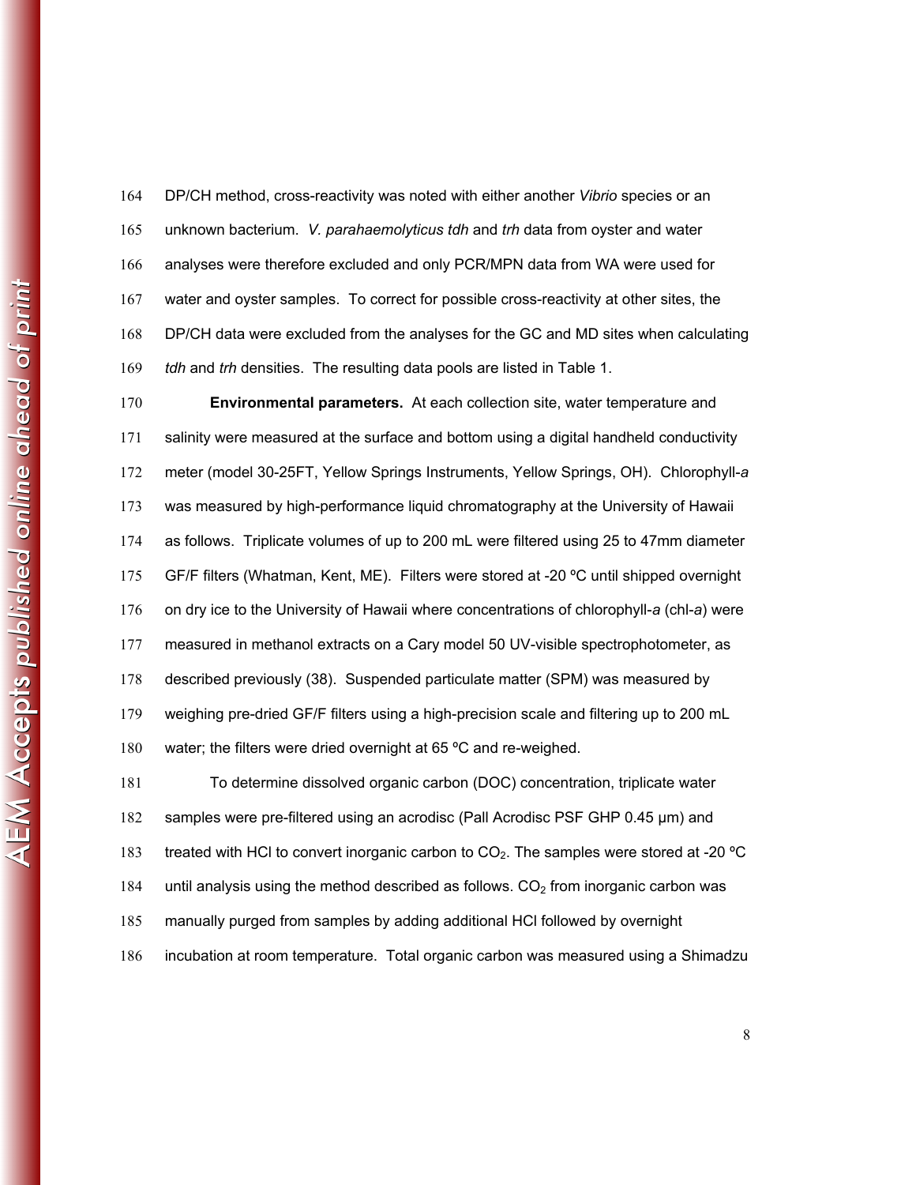DP/CH method, cross-reactivity was noted with either another *Vibrio* species or an unknown bacterium. *V. parahaemolyticus tdh* and *trh* data from oyster and water analyses were therefore excluded and only PCR/MPN data from WA were used for water and oyster samples. To correct for possible cross-reactivity at other sites, the DP/CH data were excluded from the analyses for the GC and MD sites when calculating *tdh* and *trh* densities. The resulting data pools are listed in Table 1.

**Environmental parameters.** At each collection site, water temperature and salinity were measured at the surface and bottom using a digital handheld conductivity meter (model 30-25FT, Yellow Springs Instruments, Yellow Springs, OH). Chlorophyll-*a* was measured by high-performance liquid chromatography at the University of Hawaii as follows. Triplicate volumes of up to 200 mL were filtered using 25 to 47mm diameter GF/F filters (Whatman, Kent, ME). Filters were stored at -20 ºC until shipped overnight on dry ice to the University of Hawaii where concentrations of chlorophyll-*a* (chl-*a*) were measured in methanol extracts on a Cary model 50 UV-visible spectrophotometer, as described previously (38). Suspended particulate matter (SPM) was measured by weighing pre-dried GF/F filters using a high-precision scale and filtering up to 200 mL water; the filters were dried overnight at 65 ºC and re-weighed.

To determine dissolved organic carbon (DOC) concentration, triplicate water samples were pre-filtered using an acrodisc (Pall Acrodisc PSF GHP 0.45 µm) and treated with HCl to convert inorganic carbon to $CO_2$. The samples were stored at -20 ºC until analysis using the method described as follows. $CO_2$ from inorganic carbon was manually purged from samples by adding additional HCl followed by overnight incubation at room temperature. Total organic carbon was measured using a Shimadzu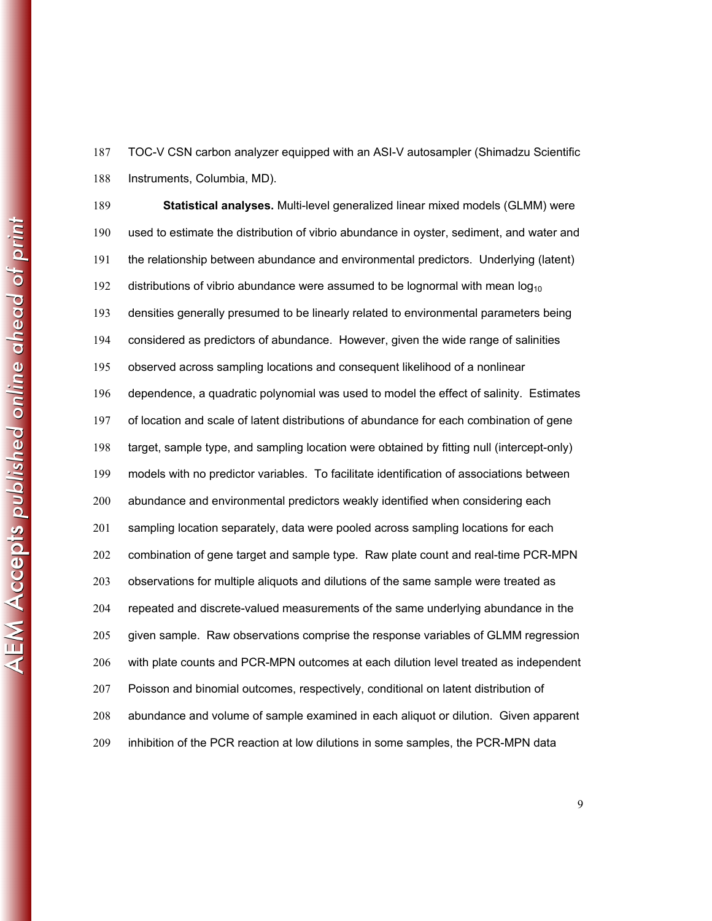TOC-V CSN carbon analyzer equipped with an ASI-V autosampler (Shimadzu Scientific Instruments, Columbia, MD).

**Statistical analyses.** Multi-level generalized linear mixed models (GLMM) were used to estimate the distribution of vibrio abundance in oyster, sediment, and water and the relationship between abundance and environmental predictors. Underlying (latent) distributions of vibrio abundance were assumed to be lognormal with mean $\log_{10}$ densities generally presumed to be linearly related to environmental parameters being considered as predictors of abundance. However, given the wide range of salinities observed across sampling locations and consequent likelihood of a nonlinear dependence, a quadratic polynomial was used to model the effect of salinity. Estimates of location and scale of latent distributions of abundance for each combination of gene target, sample type, and sampling location were obtained by fitting null (intercept-only) models with no predictor variables. To facilitate identification of associations between abundance and environmental predictors weakly identified when considering each sampling location separately, data were pooled across sampling locations for each combination of gene target and sample type. Raw plate count and real-time PCR-MPN observations for multiple aliquots and dilutions of the same sample were treated as repeated and discrete-valued measurements of the same underlying abundance in the given sample. Raw observations comprise the response variables of GLMM regression with plate counts and PCR-MPN outcomes at each dilution level treated as independent Poisson and binomial outcomes, respectively, conditional on latent distribution of abundance and volume of sample examined in each aliquot or dilution. Given apparent inhibition of the PCR reaction at low dilutions in some samples, the PCR-MPN data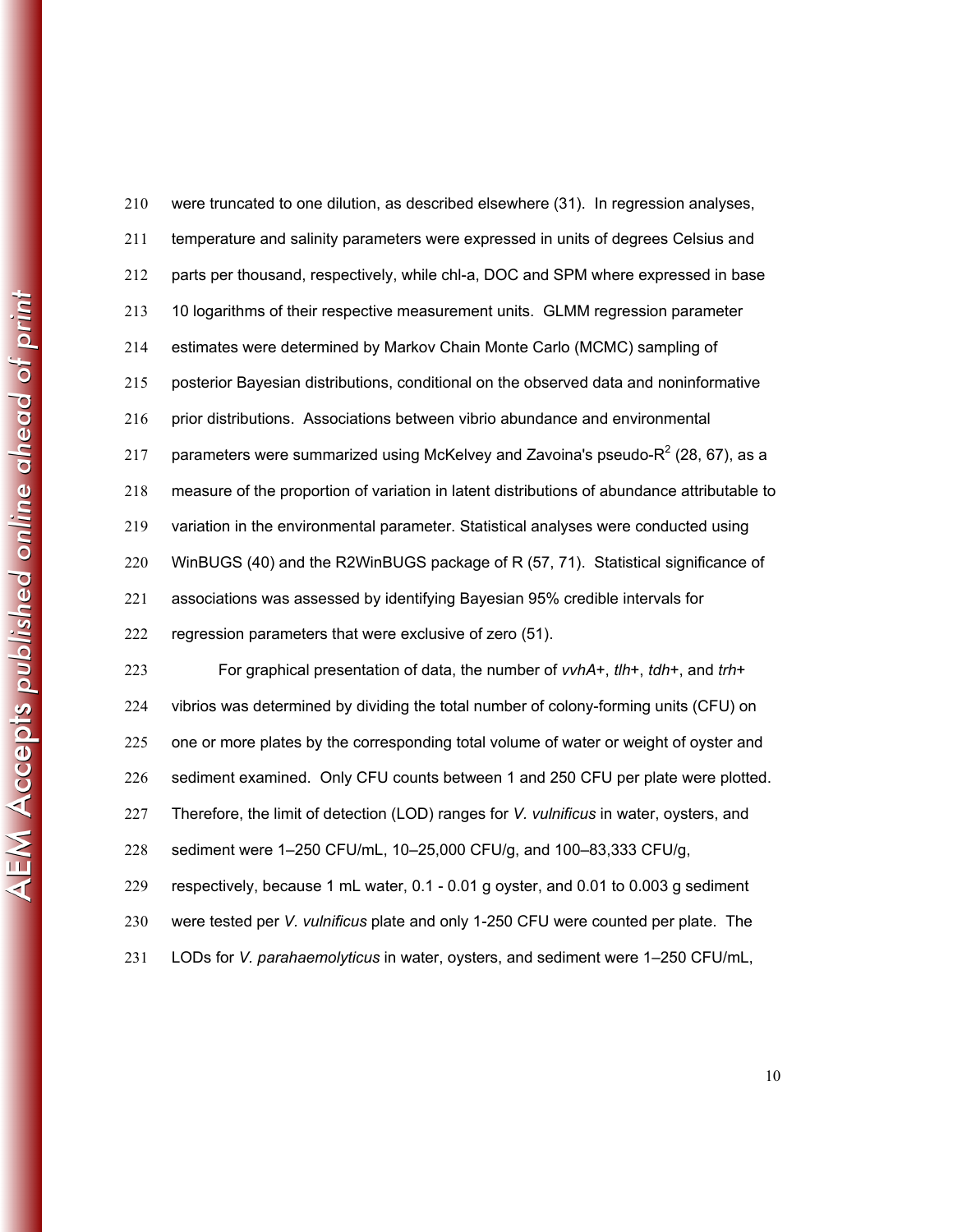were truncated to one dilution, as described elsewhere (31). In regression analyses, temperature and salinity parameters were expressed in units of degrees Celsius and parts per thousand, respectively, while chl-a, DOC and SPM where expressed in base 10 logarithms of their respective measurement units. GLMM regression parameter estimates were determined by Markov Chain Monte Carlo (MCMC) sampling of posterior Bayesian distributions, conditional on the observed data and noninformative prior distributions. Associations between vibrio abundance and environmental parameters were summarized using McKelvey and Zavoina's pseudo-$R^2$ (28, 67), as a measure of the proportion of variation in latent distributions of abundance attributable to variation in the environmental parameter. Statistical analyses were conducted using WinBUGS (40) and the R2WinBUGS package of R (57, 71). Statistical significance of associations was assessed by identifying Bayesian 95% credible intervals for regression parameters that were exclusive of zero (51).

For graphical presentation of data, the number of *vvhA*+, *tlh*+, *tdh*+, and *trh*+ vibrios was determined by dividing the total number of colony-forming units (CFU) on one or more plates by the corresponding total volume of water or weight of oyster and sediment examined. Only CFU counts between 1 and 250 CFU per plate were plotted. Therefore, the limit of detection (LOD) ranges for *V. vulnificus* in water, oysters, and sediment were 1–250 CFU/mL, 10–25,000 CFU/g, and 100–83,333 CFU/g, respectively, because 1 mL water, 0.1 - 0.01 g oyster, and 0.01 to 0.003 g sediment were tested per *V. vulnificus* plate and only 1-250 CFU were counted per plate. The LODs for *V. parahaemolyticus* in water, oysters, and sediment were 1–250 CFU/mL,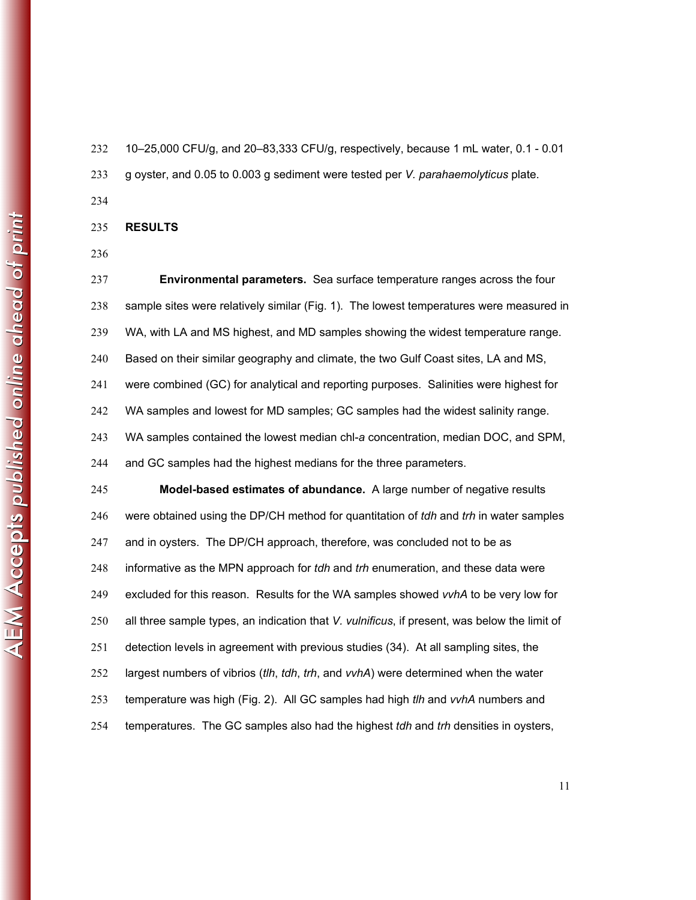10–25,000 CFU/g, and 20–83,333 CFU/g, respectively, because 1 mL water, 0.1 - 0.01 g oyster, and 0.05 to 0.003 g sediment were tested per *V. parahaemolyticus* plate.

## RESULTS

**Environmental parameters.** Sea surface temperature ranges across the four sample sites were relatively similar (Fig. 1). The lowest temperatures were measured in WA, with LA and MS highest, and MD samples showing the widest temperature range. Based on their similar geography and climate, the two Gulf Coast sites, LA and MS, were combined (GC) for analytical and reporting purposes. Salinities were highest for WA samples and lowest for MD samples; GC samples had the widest salinity range. WA samples contained the lowest median chl-*a* concentration, median DOC, and SPM, and GC samples had the highest medians for the three parameters.

**Model-based estimates of abundance.** A large number of negative results were obtained using the DP/CH method for quantitation of *tdh* and *trh* in water samples and in oysters. The DP/CH approach, therefore, was concluded not to be as informative as the MPN approach for *tdh* and *trh* enumeration, and these data were excluded for this reason. Results for the WA samples showed *vvhA* to be very low for all three sample types, an indication that *V. vulnificus*, if present, was below the limit of detection levels in agreement with previous studies (34). At all sampling sites, the largest numbers of vibrios (*tlh*, *tdh*, *trh*, and *vvhA*) were determined when the water temperature was high (Fig. 2). All GC samples had high *tlh* and *vvhA* numbers and temperatures. The GC samples also had the highest *tdh* and *trh* densities in oysters,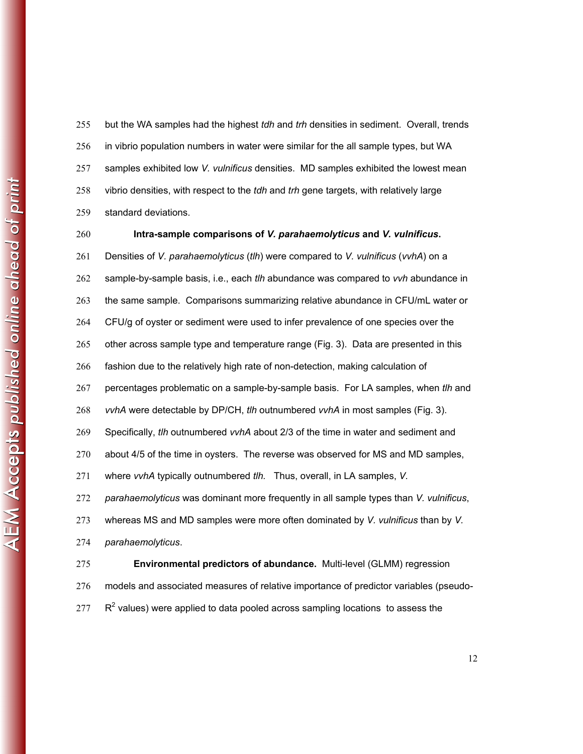but the WA samples had the highest *tdh* and *trh* densities in sediment. Overall, trends in vibrio population numbers in water were similar for the all sample types, but WA samples exhibited low *V. vulnificus* densities. MD samples exhibited the lowest mean vibrio densities, with respect to the *tdh* and *trh* gene targets, with relatively large standard deviations.

**Intra-sample comparisons of *V. parahaemolyticus* and *V. vulnificus*.** Densities of *V. parahaemolyticus* (*tlh*) were compared to *V. vulnificus* (*vvhA*) on a sample-by-sample basis, i.e., each *tlh* abundance was compared to *vvh* abundance in the same sample. Comparisons summarizing relative abundance in CFU/mL water or CFU/g of oyster or sediment were used to infer prevalence of one species over the other across sample type and temperature range (Fig. 3). Data are presented in this fashion due to the relatively high rate of non-detection, making calculation of percentages problematic on a sample-by-sample basis. For LA samples, when *tlh* and *vvhA* were detectable by DP/CH, *tlh* outnumbered *vvhA* in most samples (Fig. 3). Specifically, *tlh* outnumbered *vvhA* about 2/3 of the time in water and sediment and about 4/5 of the time in oysters. The reverse was observed for MS and MD samples, where *vvhA* typically outnumbered *tlh.* Thus, overall, in LA samples, *V. parahaemolyticus* was dominant more frequently in all sample types than *V. vulnificus*, whereas MS and MD samples were more often dominated by *V. vulnificus* than by *V. parahaemolyticus*.

**Environmental predictors of abundance.** Multi-level (GLMM) regression models and associated measures of relative importance of predictor variables (pseudo-$R^2$ values) were applied to data pooled across sampling locations to assess the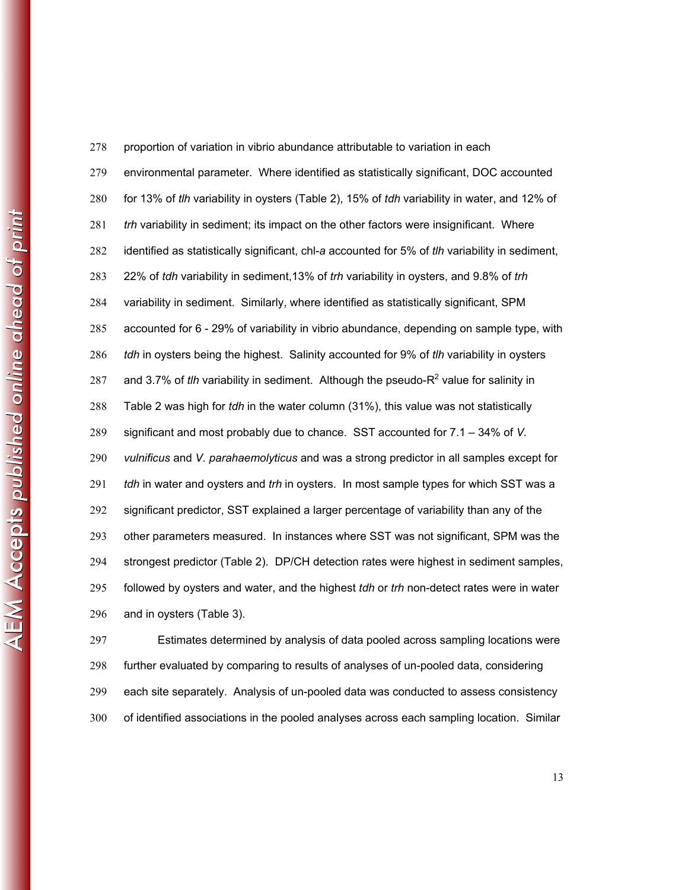proportion of variation in vibrio abundance attributable to variation in each environmental parameter. Where identified as statistically significant, DOC accounted for 13% of *tlh* variability in oysters (Table 2), 15% of *tdh* variability in water, and 12% of *trh* variability in sediment; its impact on the other factors were insignificant. Where identified as statistically significant, chl-*a* accounted for 5% of *tlh* variability in sediment, 22% of *tdh* variability in sediment,13% of *trh* variability in oysters, and 9.8% of *trh* variability in sediment. Similarly, where identified as statistically significant, SPM accounted for 6 - 29% of variability in vibrio abundance, depending on sample type, with *tdh* in oysters being the highest. Salinity accounted for 9% of *tlh* variability in oysters and 3.7% of *tlh* variability in sediment. Although the pseudo-$R^2$ value for salinity in Table 2 was high for *tdh* in the water column (31%), this value was not statistically significant and most probably due to chance. SST accounted for 7.1 – 34% of *V. vulnificus* and *V. parahaemolyticus* and was a strong predictor in all samples except for *tdh* in water and oysters and *trh* in oysters. In most sample types for which SST was a significant predictor, SST explained a larger percentage of variability than any of the other parameters measured. In instances where SST was not significant, SPM was the strongest predictor (Table 2). DP/CH detection rates were highest in sediment samples, followed by oysters and water, and the highest *tdh* or *trh* non-detect rates were in water and in oysters (Table 3).

Estimates determined by analysis of data pooled across sampling locations were further evaluated by comparing to results of analyses of un-pooled data, considering each site separately. Analysis of un-pooled data was conducted to assess consistency of identified associations in the pooled analyses across each sampling location. Similar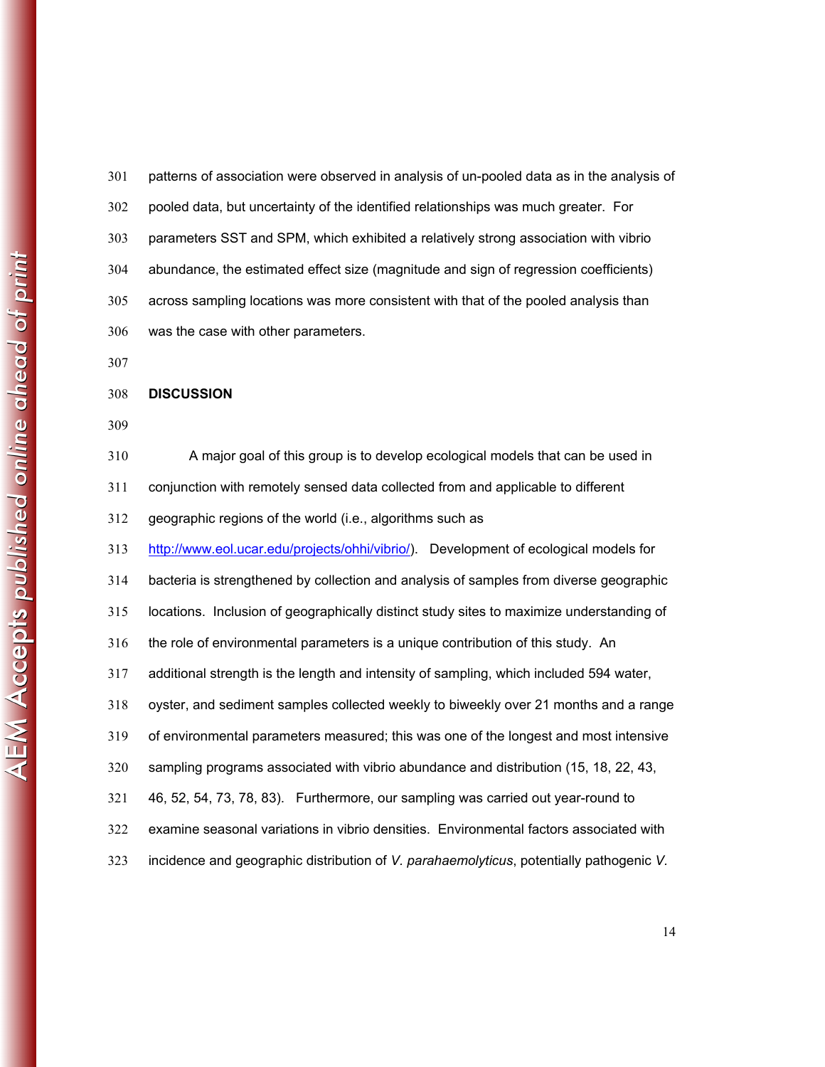patterns of association were observed in analysis of un-pooled data as in the analysis of pooled data, but uncertainty of the identified relationships was much greater. For parameters SST and SPM, which exhibited a relatively strong association with vibrio abundance, the estimated effect size (magnitude and sign of regression coefficients) across sampling locations was more consistent with that of the pooled analysis than was the case with other parameters.

## DISCUSSION

A major goal of this group is to develop ecological models that can be used in conjunction with remotely sensed data collected from and applicable to different geographic regions of the world (i.e., algorithms such as http://www.eol.ucar.edu/projects/ohhi/vibrio/). Development of ecological models for bacteria is strengthened by collection and analysis of samples from diverse geographic locations. Inclusion of geographically distinct study sites to maximize understanding of the role of environmental parameters is a unique contribution of this study. An additional strength is the length and intensity of sampling, which included 594 water, oyster, and sediment samples collected weekly to biweekly over 21 months and a range of environmental parameters measured; this was one of the longest and most intensive sampling programs associated with vibrio abundance and distribution (15, 18, 22, 43, 46, 52, 54, 73, 78, 83). Furthermore, our sampling was carried out year-round to examine seasonal variations in vibrio densities. Environmental factors associated with incidence and geographic distribution of *V. parahaemolyticus*, potentially pathogenic *V.*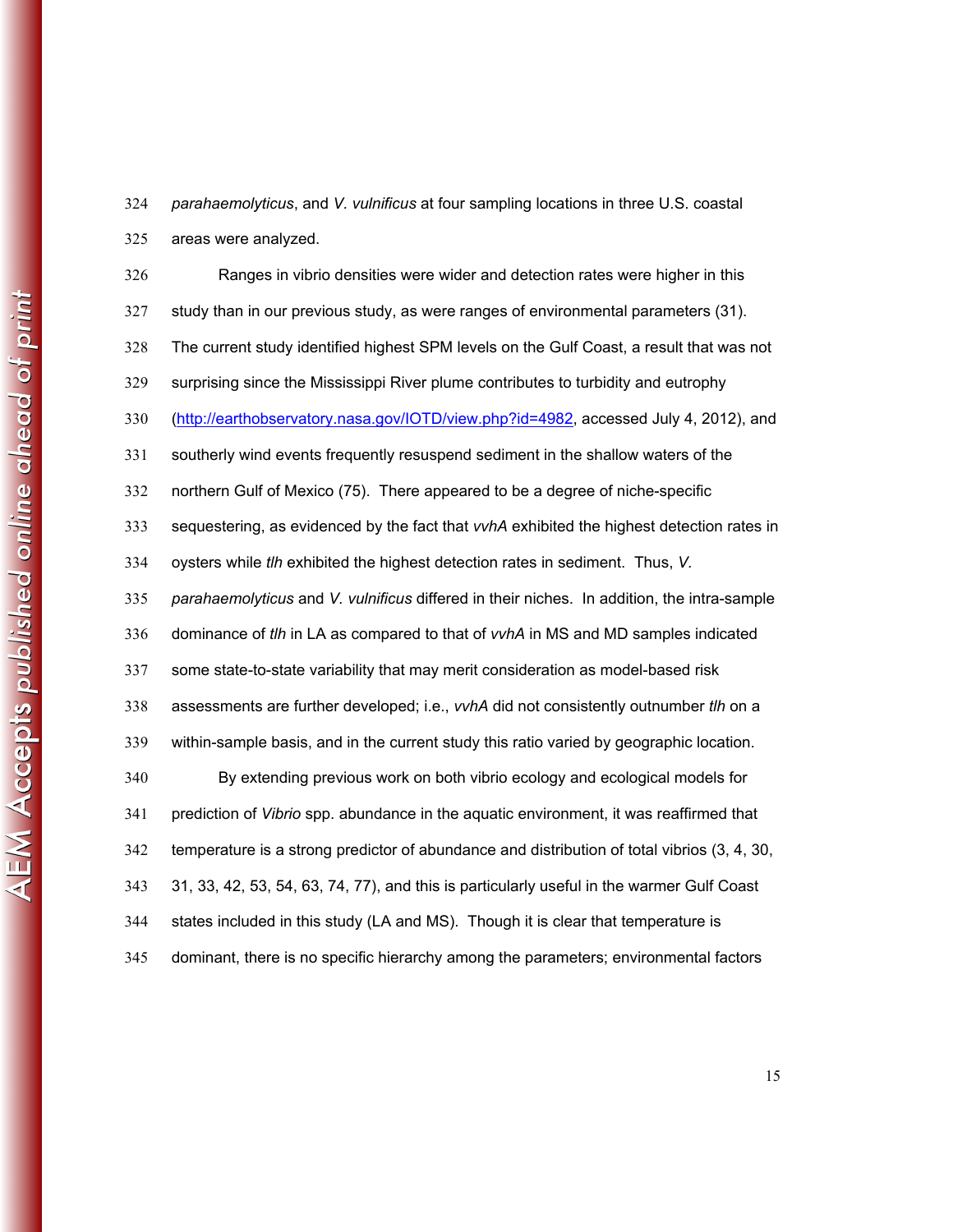*parahaemolyticus*, and *V. vulnificus* at four sampling locations in three U.S. coastal areas were analyzed.

Ranges in vibrio densities were wider and detection rates were higher in this study than in our previous study, as were ranges of environmental parameters (31). The current study identified highest SPM levels on the Gulf Coast, a result that was not surprising since the Mississippi River plume contributes to turbidity and eutrophy (http://earthobservatory.nasa.gov/IOTD/view.php?id=4982, accessed July 4, 2012), and southerly wind events frequently resuspend sediment in the shallow waters of the northern Gulf of Mexico (75). There appeared to be a degree of niche-specific sequestering, as evidenced by the fact that *vvhA* exhibited the highest detection rates in oysters while *tlh* exhibited the highest detection rates in sediment. Thus, *V. parahaemolyticus* and *V. vulnificus* differed in their niches. In addition, the intra-sample dominance of *tlh* in LA as compared to that of *vvhA* in MS and MD samples indicated some state-to-state variability that may merit consideration as model-based risk assessments are further developed; i.e., *vvhA* did not consistently outnumber *tlh* on a within-sample basis, and in the current study this ratio varied by geographic location.

By extending previous work on both vibrio ecology and ecological models for prediction of *Vibrio* spp. abundance in the aquatic environment, it was reaffirmed that temperature is a strong predictor of abundance and distribution of total vibrios (3, 4, 30, 31, 33, 42, 53, 54, 63, 74, 77), and this is particularly useful in the warmer Gulf Coast states included in this study (LA and MS). Though it is clear that temperature is dominant, there is no specific hierarchy among the parameters; environmental factors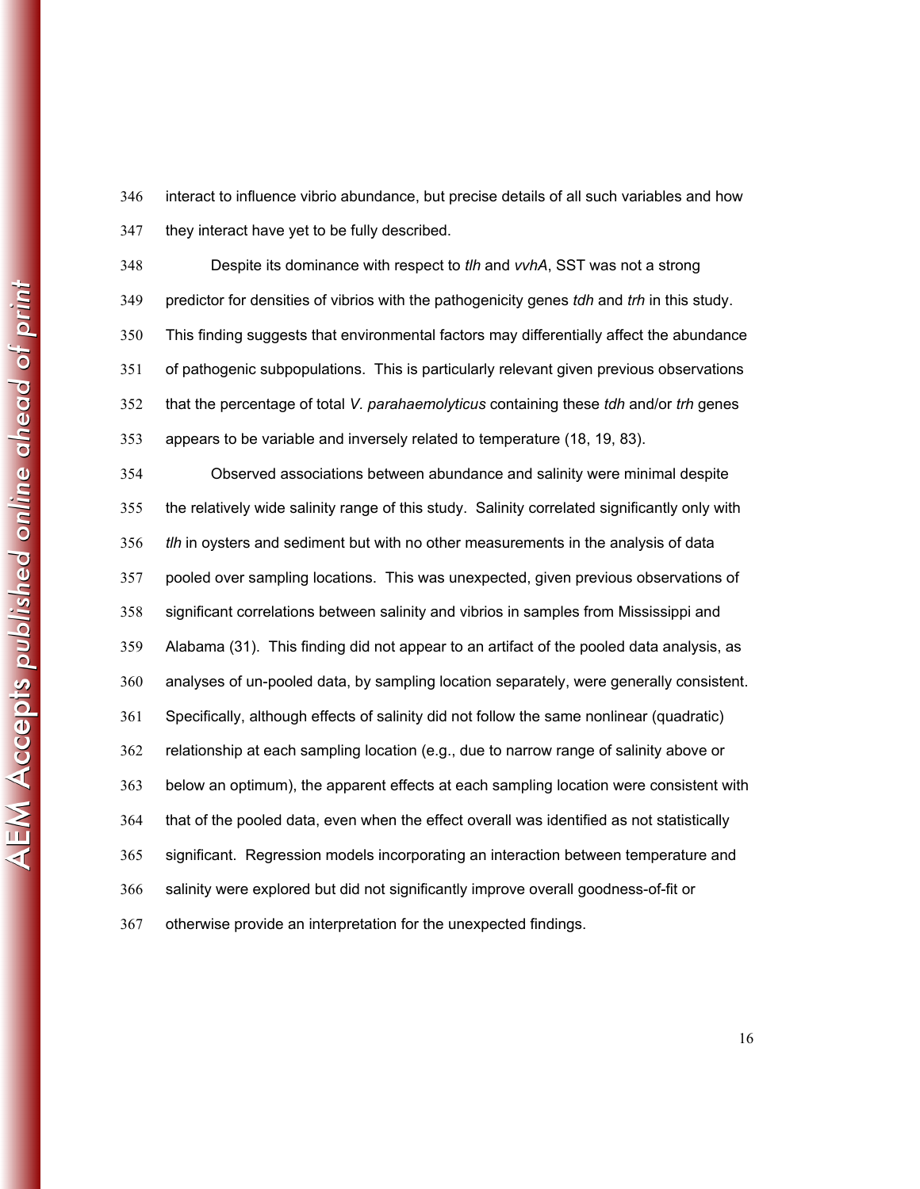interact to influence vibrio abundance, but precise details of all such variables and how they interact have yet to be fully described.

Despite its dominance with respect to *tlh* and *vvhA*, SST was not a strong predictor for densities of vibrios with the pathogenicity genes *tdh* and *trh* in this study. This finding suggests that environmental factors may differentially affect the abundance of pathogenic subpopulations. This is particularly relevant given previous observations that the percentage of total *V. parahaemolyticus* containing these *tdh* and/or *trh* genes appears to be variable and inversely related to temperature (18, 19, 83).

Observed associations between abundance and salinity were minimal despite the relatively wide salinity range of this study. Salinity correlated significantly only with *tlh* in oysters and sediment but with no other measurements in the analysis of data pooled over sampling locations. This was unexpected, given previous observations of significant correlations between salinity and vibrios in samples from Mississippi and Alabama (31). This finding did not appear to an artifact of the pooled data analysis, as analyses of un-pooled data, by sampling location separately, were generally consistent. Specifically, although effects of salinity did not follow the same nonlinear (quadratic) relationship at each sampling location (e.g., due to narrow range of salinity above or below an optimum), the apparent effects at each sampling location were consistent with that of the pooled data, even when the effect overall was identified as not statistically significant. Regression models incorporating an interaction between temperature and salinity were explored but did not significantly improve overall goodness-of-fit or otherwise provide an interpretation for the unexpected findings.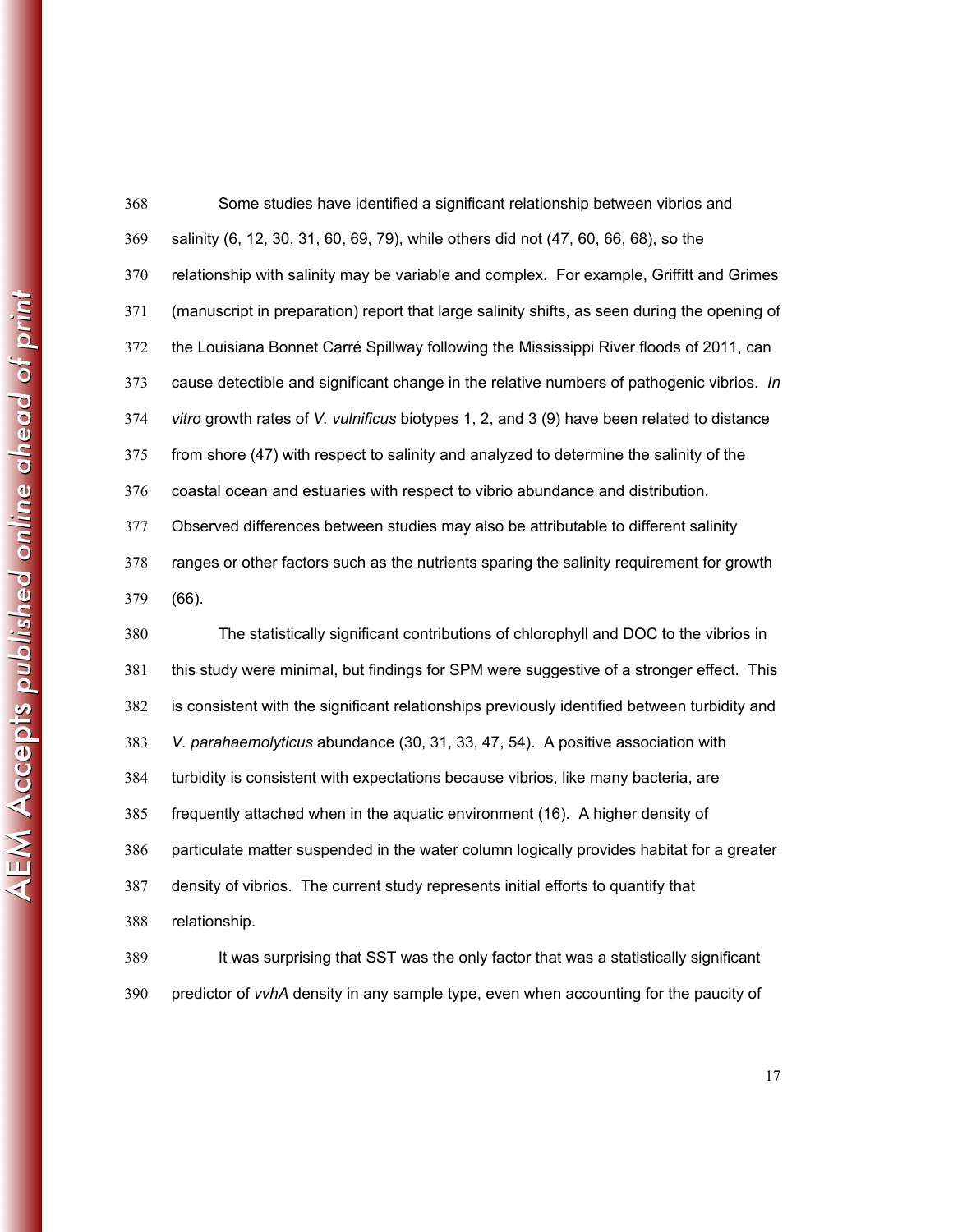Some studies have identified a significant relationship between vibrios and salinity (6, 12, 30, 31, 60, 69, 79), while others did not (47, 60, 66, 68), so the relationship with salinity may be variable and complex. For example, Griffitt and Grimes (manuscript in preparation) report that large salinity shifts, as seen during the opening of the Louisiana Bonnet Carré Spillway following the Mississippi River floods of 2011, can cause detectible and significant change in the relative numbers of pathogenic vibrios. *In vitro* growth rates of *V. vulnificus* biotypes 1, 2, and 3 (9) have been related to distance from shore (47) with respect to salinity and analyzed to determine the salinity of the coastal ocean and estuaries with respect to vibrio abundance and distribution. Observed differences between studies may also be attributable to different salinity ranges or other factors such as the nutrients sparing the salinity requirement for growth (66).

The statistically significant contributions of chlorophyll and DOC to the vibrios in this study were minimal, but findings for SPM were suggestive of a stronger effect. This is consistent with the significant relationships previously identified between turbidity and *V. parahaemolyticus* abundance (30, 31, 33, 47, 54). A positive association with turbidity is consistent with expectations because vibrios, like many bacteria, are frequently attached when in the aquatic environment (16). A higher density of particulate matter suspended in the water column logically provides habitat for a greater density of vibrios. The current study represents initial efforts to quantify that relationship.

It was surprising that SST was the only factor that was a statistically significant predictor of *vvhA* density in any sample type, even when accounting for the paucity of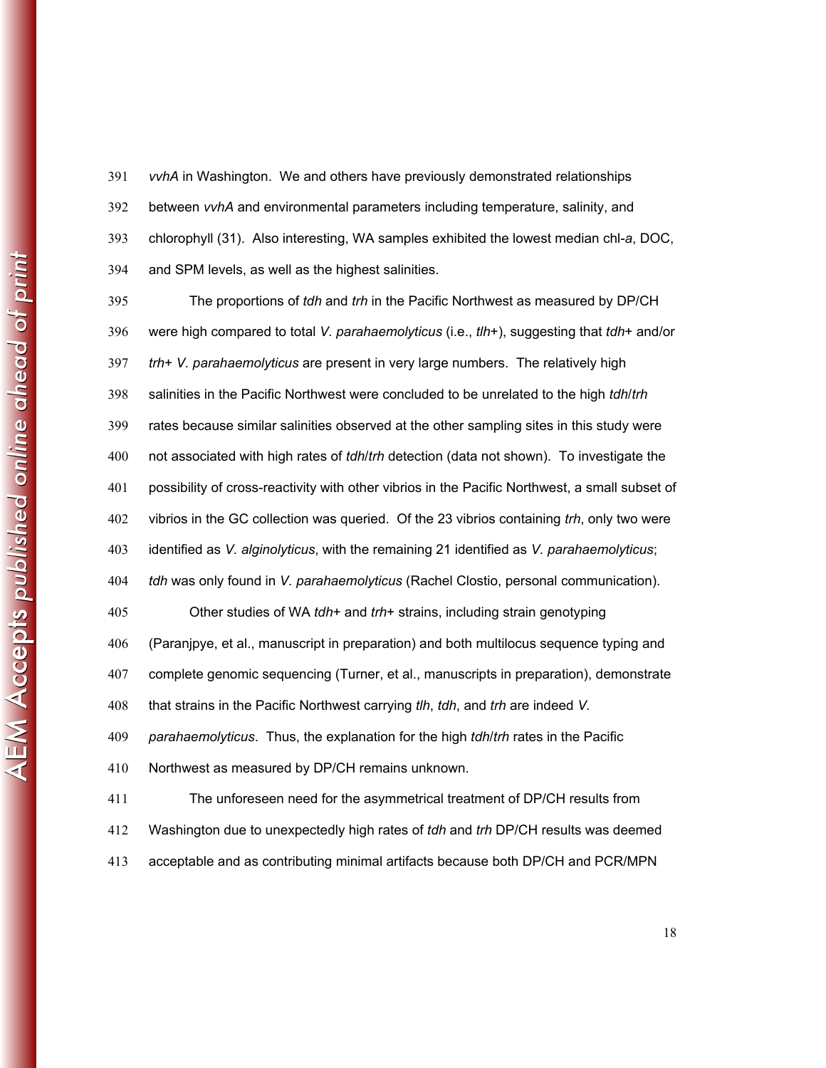*vvhA* in Washington. We and others have previously demonstrated relationships between *vvhA* and environmental parameters including temperature, salinity, and chlorophyll (31). Also interesting, WA samples exhibited the lowest median chl-*a*, DOC, and SPM levels, as well as the highest salinities.

The proportions of *tdh* and *trh* in the Pacific Northwest as measured by DP/CH were high compared to total *V. parahaemolyticus* (i.e., *tlh*+), suggesting that *tdh*+ and/or *trh*+ *V. parahaemolyticus* are present in very large numbers. The relatively high salinities in the Pacific Northwest were concluded to be unrelated to the high *tdh*/*trh* rates because similar salinities observed at the other sampling sites in this study were not associated with high rates of *tdh*/*trh* detection (data not shown). To investigate the possibility of cross-reactivity with other vibrios in the Pacific Northwest, a small subset of vibrios in the GC collection was queried. Of the 23 vibrios containing *trh*, only two were identified as *V. alginolyticus*, with the remaining 21 identified as *V. parahaemolyticus*; *tdh* was only found in *V. parahaemolyticus* (Rachel Clostio, personal communication).

Other studies of WA *tdh*+ and *trh*+ strains, including strain genotyping (Paranjpye, et al., manuscript in preparation) and both multilocus sequence typing and complete genomic sequencing (Turner, et al., manuscripts in preparation), demonstrate that strains in the Pacific Northwest carrying *tlh*, *tdh*, and *trh* are indeed *V. parahaemolyticus*. Thus, the explanation for the high *tdh*/*trh* rates in the Pacific Northwest as measured by DP/CH remains unknown.

The unforeseen need for the asymmetrical treatment of DP/CH results from Washington due to unexpectedly high rates of *tdh* and *trh* DP/CH results was deemed acceptable and as contributing minimal artifacts because both DP/CH and PCR/MPN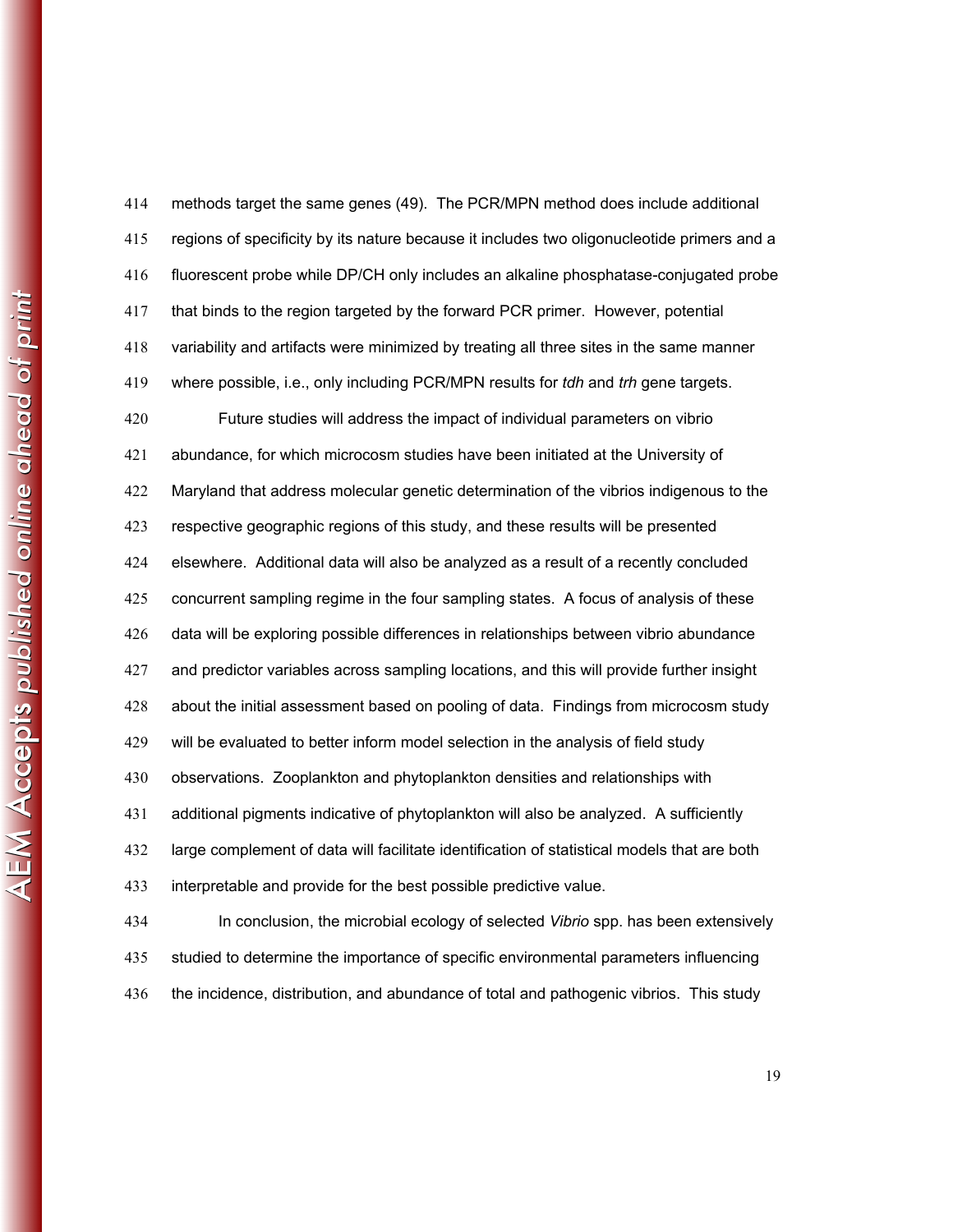methods target the same genes (49). The PCR/MPN method does include additional regions of specificity by its nature because it includes two oligonucleotide primers and a fluorescent probe while DP/CH only includes an alkaline phosphatase-conjugated probe that binds to the region targeted by the forward PCR primer. However, potential variability and artifacts were minimized by treating all three sites in the same manner where possible, i.e., only including PCR/MPN results for *tdh* and *trh* gene targets.

Future studies will address the impact of individual parameters on vibrio abundance, for which microcosm studies have been initiated at the University of Maryland that address molecular genetic determination of the vibrios indigenous to the respective geographic regions of this study, and these results will be presented elsewhere. Additional data will also be analyzed as a result of a recently concluded concurrent sampling regime in the four sampling states. A focus of analysis of these data will be exploring possible differences in relationships between vibrio abundance and predictor variables across sampling locations, and this will provide further insight about the initial assessment based on pooling of data. Findings from microcosm study will be evaluated to better inform model selection in the analysis of field study observations. Zooplankton and phytoplankton densities and relationships with additional pigments indicative of phytoplankton will also be analyzed. A sufficiently large complement of data will facilitate identification of statistical models that are both interpretable and provide for the best possible predictive value.

In conclusion, the microbial ecology of selected *Vibrio* spp. has been extensively studied to determine the importance of specific environmental parameters influencing the incidence, distribution, and abundance of total and pathogenic vibrios. This study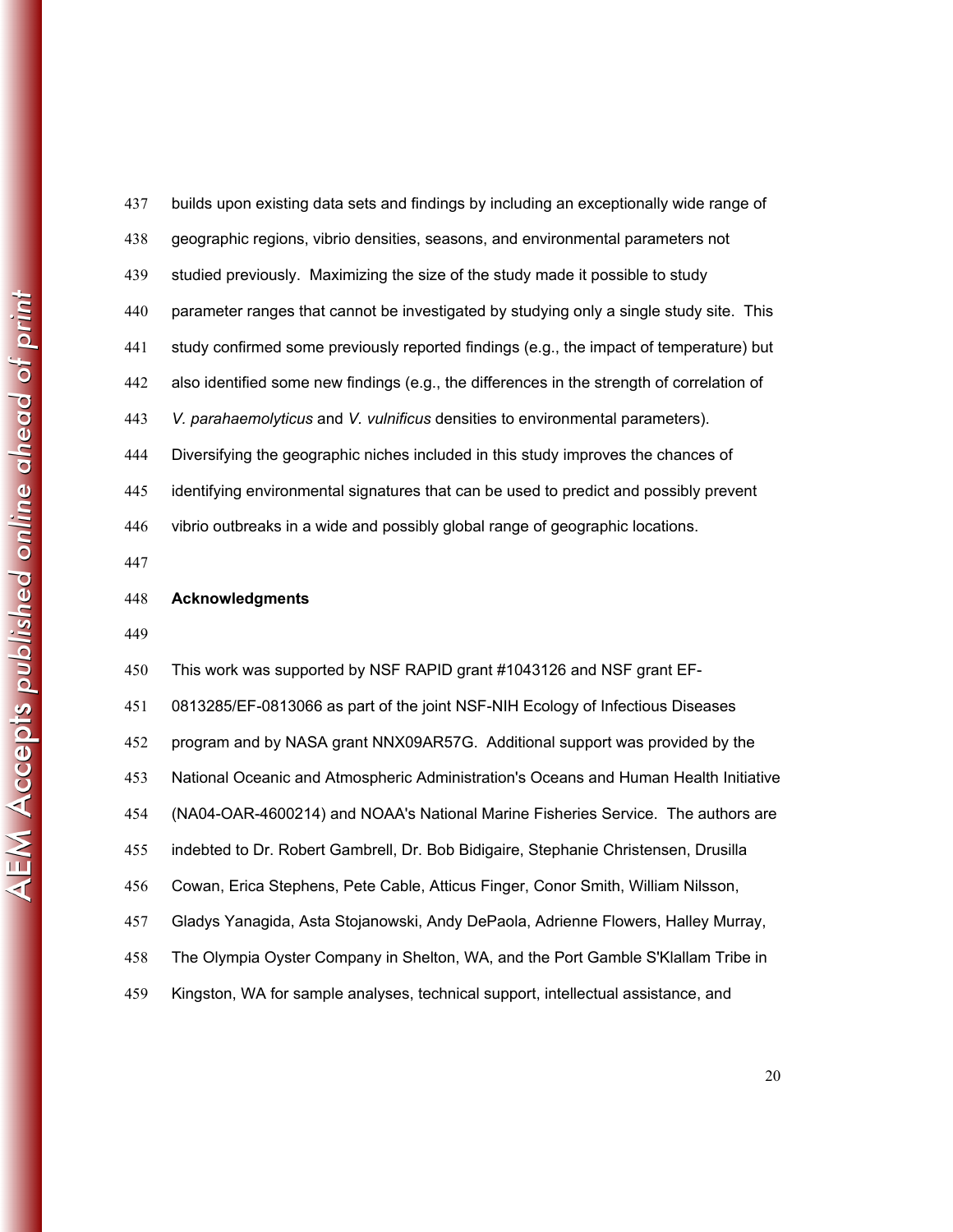builds upon existing data sets and findings by including an exceptionally wide range of geographic regions, vibrio densities, seasons, and environmental parameters not studied previously. Maximizing the size of the study made it possible to study parameter ranges that cannot be investigated by studying only a single study site. This study confirmed some previously reported findings (e.g., the impact of temperature) but also identified some new findings (e.g., the differences in the strength of correlation of *V. parahaemolyticus* and *V. vulnificus* densities to environmental parameters). Diversifying the geographic niches included in this study improves the chances of identifying environmental signatures that can be used to predict and possibly prevent vibrio outbreaks in a wide and possibly global range of geographic locations.

## Acknowledgments

This work was supported by NSF RAPID grant #1043126 and NSF grant EF-0813285/EF-0813066 as part of the joint NSF-NIH Ecology of Infectious Diseases program and by NASA grant NNX09AR57G. Additional support was provided by the National Oceanic and Atmospheric Administration's Oceans and Human Health Initiative (NA04-OAR-4600214) and NOAA's National Marine Fisheries Service. The authors are indebted to Dr. Robert Gambrell, Dr. Bob Bidigaire, Stephanie Christensen, Drusilla Cowan, Erica Stephens, Pete Cable, Atticus Finger, Conor Smith, William Nilsson, Gladys Yanagida, Asta Stojanowski, Andy DePaola, Adrienne Flowers, Halley Murray, The Olympia Oyster Company in Shelton, WA, and the Port Gamble S'Klallam Tribe in Kingston, WA for sample analyses, technical support, intellectual assistance, and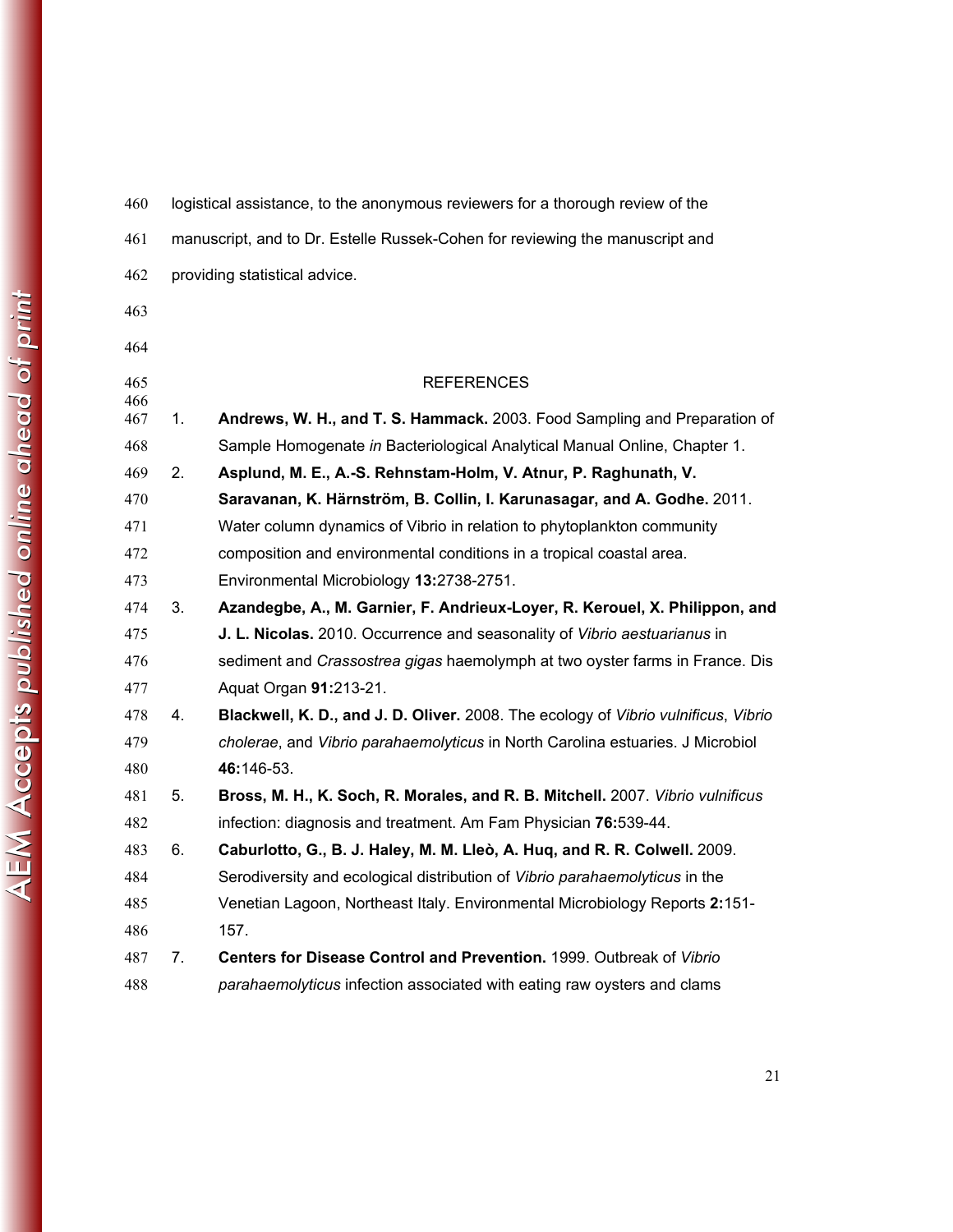logistical assistance, to the anonymous reviewers for a thorough review of the manuscript, and to Dr. Estelle Russek-Cohen for reviewing the manuscript and providing statistical advice.

## REFERENCES

1. **Andrews, W. H., and T. S. Hammack.** 2003. Food Sampling and Preparation of Sample Homogenate *in* Bacteriological Analytical Manual Online, Chapter 1.
2. **Asplund, M. E., A.-S. Rehnstam-Holm, V. Atnur, P. Raghunath, V. Saravanan, K. Härnström, B. Collin, I. Karunasagar, and A. Godhe.** 2011. Water column dynamics of Vibrio in relation to phytoplankton community composition and environmental conditions in a tropical coastal area. Environmental Microbiology **13:**2738-2751.
3. **Azandegbe, A., M. Garnier, F. Andrieux-Loyer, R. Kerouel, X. Philippon, and J. L. Nicolas.** 2010. Occurrence and seasonality of *Vibrio aestuarianus* in sediment and *Crassostrea gigas* haemolymph at two oyster farms in France. Dis Aquat Organ **91:**213-21.
4. **Blackwell, K. D., and J. D. Oliver.** 2008. The ecology of *Vibrio vulnificus*, *Vibrio cholerae*, and *Vibrio parahaemolyticus* in North Carolina estuaries. J Microbiol **46:**146-53.
5. **Bross, M. H., K. Soch, R. Morales, and R. B. Mitchell.** 2007. *Vibrio vulnificus* infection: diagnosis and treatment. Am Fam Physician **76:**539-44.
6. **Caburlotto, G., B. J. Haley, M. M. Lleò, A. Huq, and R. R. Colwell.** 2009. Serodiversity and ecological distribution of *Vibrio parahaemolyticus* in the Venetian Lagoon, Northeast Italy. Environmental Microbiology Reports **2:**151-157.
7. **Centers for Disease Control and Prevention.** 1999. Outbreak of *Vibrio parahaemolyticus* infection associated with eating raw oysters and clams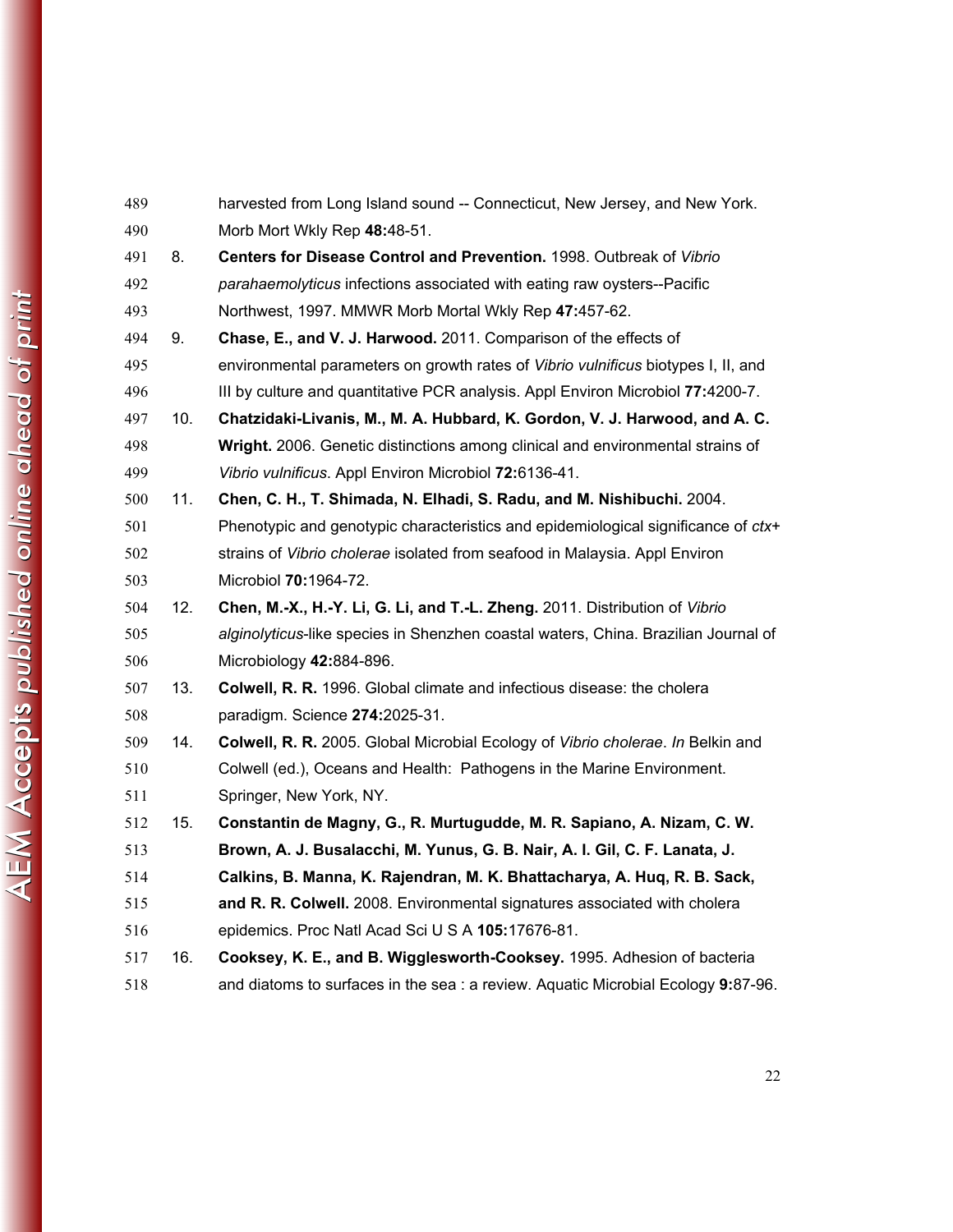harvested from Long Island sound -- Connecticut, New Jersey, and New York. Morb Mort Wkly Rep **48:**48-51.

8. **Centers for Disease Control and Prevention.** 1998. Outbreak of *Vibrio parahaemolyticus* infections associated with eating raw oysters--Pacific Northwest, 1997. MMWR Morb Mortal Wkly Rep **47:**457-62.

9. **Chase, E., and V. J. Harwood.** 2011. Comparison of the effects of environmental parameters on growth rates of *Vibrio vulnificus* biotypes I, II, and III by culture and quantitative PCR analysis. Appl Environ Microbiol **77:**4200-7.

10. **Chatzidaki-Livanis, M., M. A. Hubbard, K. Gordon, V. J. Harwood, and A. C. Wright.** 2006. Genetic distinctions among clinical and environmental strains of *Vibrio vulnificus*. Appl Environ Microbiol **72:**6136-41.

11. **Chen, C. H., T. Shimada, N. Elhadi, S. Radu, and M. Nishibuchi.** 2004. Phenotypic and genotypic characteristics and epidemiological significance of *ctx+* strains of *Vibrio cholerae* isolated from seafood in Malaysia. Appl Environ Microbiol **70:**1964-72.

12. **Chen, M.-X., H.-Y. Li, G. Li, and T.-L. Zheng.** 2011. Distribution of *Vibrio alginolyticus*-like species in Shenzhen coastal waters, China. Brazilian Journal of Microbiology **42:**884-896.

13. **Colwell, R. R.** 1996. Global climate and infectious disease: the cholera paradigm. Science **274:**2025-31.

14. **Colwell, R. R.** 2005. Global Microbial Ecology of *Vibrio cholerae*. *In* Belkin and Colwell (ed.), Oceans and Health: Pathogens in the Marine Environment. Springer, New York, NY.

15. **Constantin de Magny, G., R. Murtugudde, M. R. Sapiano, A. Nizam, C. W. Brown, A. J. Busalacchi, M. Yunus, G. B. Nair, A. I. Gil, C. F. Lanata, J. Calkins, B. Manna, K. Rajendran, M. K. Bhattacharya, A. Huq, R. B. Sack, and R. R. Colwell.** 2008. Environmental signatures associated with cholera epidemics. Proc Natl Acad Sci U S A **105:**17676-81.

16. **Cooksey, K. E., and B. Wigglesworth-Cooksey.** 1995. Adhesion of bacteria and diatoms to surfaces in the sea : a review. Aquatic Microbial Ecology **9:**87-96.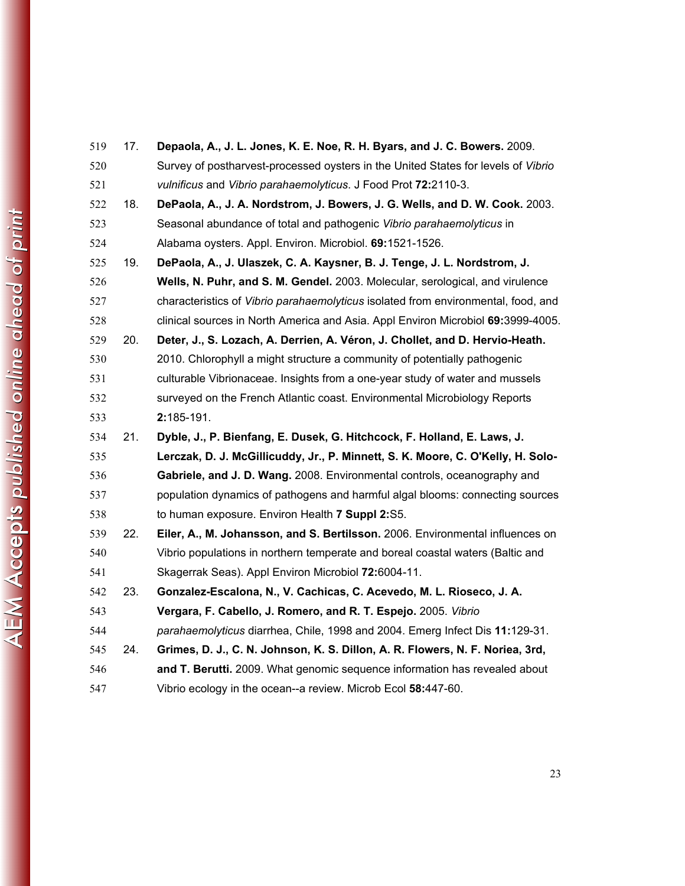17. **Depaola, A., J. L. Jones, K. E. Noe, R. H. Byars, and J. C. Bowers.** 2009. Survey of postharvest-processed oysters in the United States for levels of *Vibrio vulnificus* and *Vibrio parahaemolyticus*. J Food Prot **72:**2110-3.

18. **DePaola, A., J. A. Nordstrom, J. Bowers, J. G. Wells, and D. W. Cook.** 2003. Seasonal abundance of total and pathogenic *Vibrio parahaemolyticus* in Alabama oysters. Appl. Environ. Microbiol. **69:**1521-1526.

19. **DePaola, A., J. Ulaszek, C. A. Kaysner, B. J. Tenge, J. L. Nordstrom, J. Wells, N. Puhr, and S. M. Gendel.** 2003. Molecular, serological, and virulence characteristics of *Vibrio parahaemolyticus* isolated from environmental, food, and clinical sources in North America and Asia. Appl Environ Microbiol **69:**3999-4005.

20. **Deter, J., S. Lozach, A. Derrien, A. Véron, J. Chollet, and D. Hervio-Heath.** 2010. Chlorophyll a might structure a community of potentially pathogenic culturable Vibrionaceae. Insights from a one-year study of water and mussels surveyed on the French Atlantic coast. Environmental Microbiology Reports **2:**185-191.

21. **Dyble, J., P. Bienfang, E. Dusek, G. Hitchcock, F. Holland, E. Laws, J. Lerczak, D. J. McGillicuddy, Jr., P. Minnett, S. K. Moore, C. O'Kelly, H. Solo-Gabriele, and J. D. Wang.** 2008. Environmental controls, oceanography and population dynamics of pathogens and harmful algal blooms: connecting sources to human exposure. Environ Health **7 Suppl 2:**S5.

22. **Eiler, A., M. Johansson, and S. Bertilsson.** 2006. Environmental influences on Vibrio populations in northern temperate and boreal coastal waters (Baltic and Skagerrak Seas). Appl Environ Microbiol **72:**6004-11.

23. **Gonzalez-Escalona, N., V. Cachicas, C. Acevedo, M. L. Rioseco, J. A. Vergara, F. Cabello, J. Romero, and R. T. Espejo.** 2005. *Vibrio parahaemolyticus* diarrhea, Chile, 1998 and 2004. Emerg Infect Dis **11:**129-31.

24. **Grimes, D. J., C. N. Johnson, K. S. Dillon, A. R. Flowers, N. F. Noriea, 3rd, and T. Berutti.** 2009. What genomic sequence information has revealed about Vibrio ecology in the ocean--a review. Microb Ecol **58:**447-60.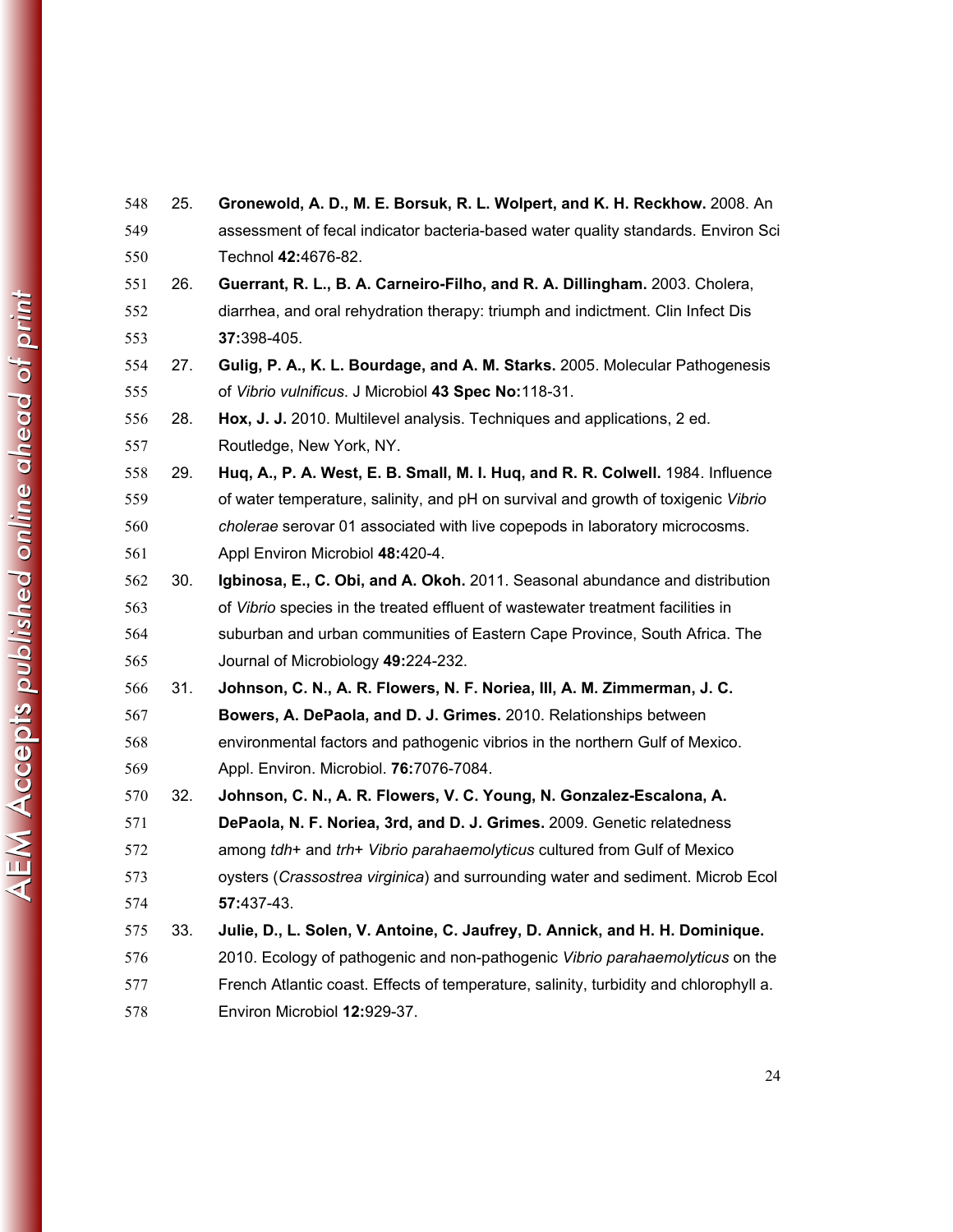25. **Gronewold, A. D., M. E. Borsuk, R. L. Wolpert, and K. H. Reckhow.** 2008. An assessment of fecal indicator bacteria-based water quality standards. Environ Sci Technol **42:**4676-82.

26. **Guerrant, R. L., B. A. Carneiro-Filho, and R. A. Dillingham.** 2003. Cholera, diarrhea, and oral rehydration therapy: triumph and indictment. Clin Infect Dis **37:**398-405.

27. **Gulig, P. A., K. L. Bourdage, and A. M. Starks.** 2005. Molecular Pathogenesis of *Vibrio vulnificus*. J Microbiol **43 Spec No:**118-31.

28. **Hox, J. J.** 2010. Multilevel analysis. Techniques and applications, 2 ed. Routledge, New York, NY.

29. **Huq, A., P. A. West, E. B. Small, M. I. Huq, and R. R. Colwell.** 1984. Influence of water temperature, salinity, and pH on survival and growth of toxigenic *Vibrio cholerae* serovar 01 associated with live copepods in laboratory microcosms. Appl Environ Microbiol **48:**420-4.

30. **Igbinosa, E., C. Obi, and A. Okoh.** 2011. Seasonal abundance and distribution of *Vibrio* species in the treated effluent of wastewater treatment facilities in suburban and urban communities of Eastern Cape Province, South Africa. The Journal of Microbiology **49:**224-232.

31. **Johnson, C. N., A. R. Flowers, N. F. Noriea, III, A. M. Zimmerman, J. C. Bowers, A. DePaola, and D. J. Grimes.** 2010. Relationships between environmental factors and pathogenic vibrios in the northern Gulf of Mexico. Appl. Environ. Microbiol. **76:**7076-7084.

32. **Johnson, C. N., A. R. Flowers, V. C. Young, N. Gonzalez-Escalona, A. DePaola, N. F. Noriea, 3rd, and D. J. Grimes.** 2009. Genetic relatedness among *tdh*+ and *trh*+ *Vibrio parahaemolyticus* cultured from Gulf of Mexico oysters (*Crassostrea virginica*) and surrounding water and sediment. Microb Ecol **57:**437-43.

33. **Julie, D., L. Solen, V. Antoine, C. Jaufrey, D. Annick, and H. H. Dominique.** 2010. Ecology of pathogenic and non-pathogenic *Vibrio parahaemolyticus* on the French Atlantic coast. Effects of temperature, salinity, turbidity and chlorophyll a. Environ Microbiol **12:**929-37.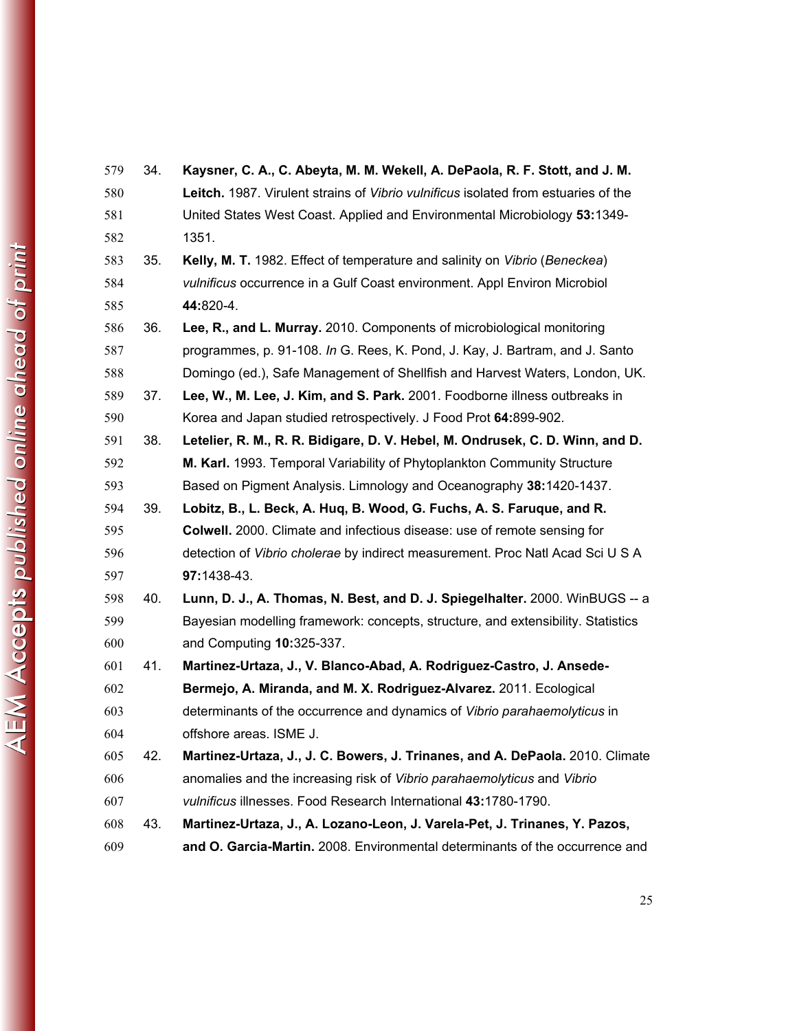34. **Kaysner, C. A., C. Abeyta, M. M. Wekell, A. DePaola, R. F. Stott, and J. M. Leitch.** 1987. Virulent strains of *Vibrio vulnificus* isolated from estuaries of the United States West Coast. Applied and Environmental Microbiology **53:**1349-1351.
35. **Kelly, M. T.** 1982. Effect of temperature and salinity on *Vibrio* (*Beneckea*) *vulnificus* occurrence in a Gulf Coast environment. Appl Environ Microbiol **44:**820-4.
36. **Lee, R., and L. Murray.** 2010. Components of microbiological monitoring programmes, p. 91-108. *In* G. Rees, K. Pond, J. Kay, J. Bartram, and J. Santo Domingo (ed.), Safe Management of Shellfish and Harvest Waters, London, UK.
37. **Lee, W., M. Lee, J. Kim, and S. Park.** 2001. Foodborne illness outbreaks in Korea and Japan studied retrospectively. J Food Prot **64:**899-902.
38. **Letelier, R. M., R. R. Bidigare, D. V. Hebel, M. Ondrusek, C. D. Winn, and D. M. Karl.** 1993. Temporal Variability of Phytoplankton Community Structure Based on Pigment Analysis. Limnology and Oceanography **38:**1420-1437.
39. **Lobitz, B., L. Beck, A. Huq, B. Wood, G. Fuchs, A. S. Faruque, and R. Colwell.** 2000. Climate and infectious disease: use of remote sensing for detection of *Vibrio cholerae* by indirect measurement. Proc Natl Acad Sci U S A **97:**1438-43.
40. **Lunn, D. J., A. Thomas, N. Best, and D. J. Spiegelhalter.** 2000. WinBUGS -- a Bayesian modelling framework: concepts, structure, and extensibility. Statistics and Computing **10:**325-337.
41. **Martinez-Urtaza, J., V. Blanco-Abad, A. Rodriguez-Castro, J. Ansede-Bermejo, A. Miranda, and M. X. Rodriguez-Alvarez.** 2011. Ecological determinants of the occurrence and dynamics of *Vibrio parahaemolyticus* in offshore areas. ISME J.
42. **Martinez-Urtaza, J., J. C. Bowers, J. Trinanes, and A. DePaola.** 2010. Climate anomalies and the increasing risk of *Vibrio parahaemolyticus* and *Vibrio vulnificus* illnesses. Food Research International **43:**1780-1790.
43. **Martinez-Urtaza, J., A. Lozano-Leon, J. Varela-Pet, J. Trinanes, Y. Pazos, and O. Garcia-Martin.** 2008. Environmental determinants of the occurrence and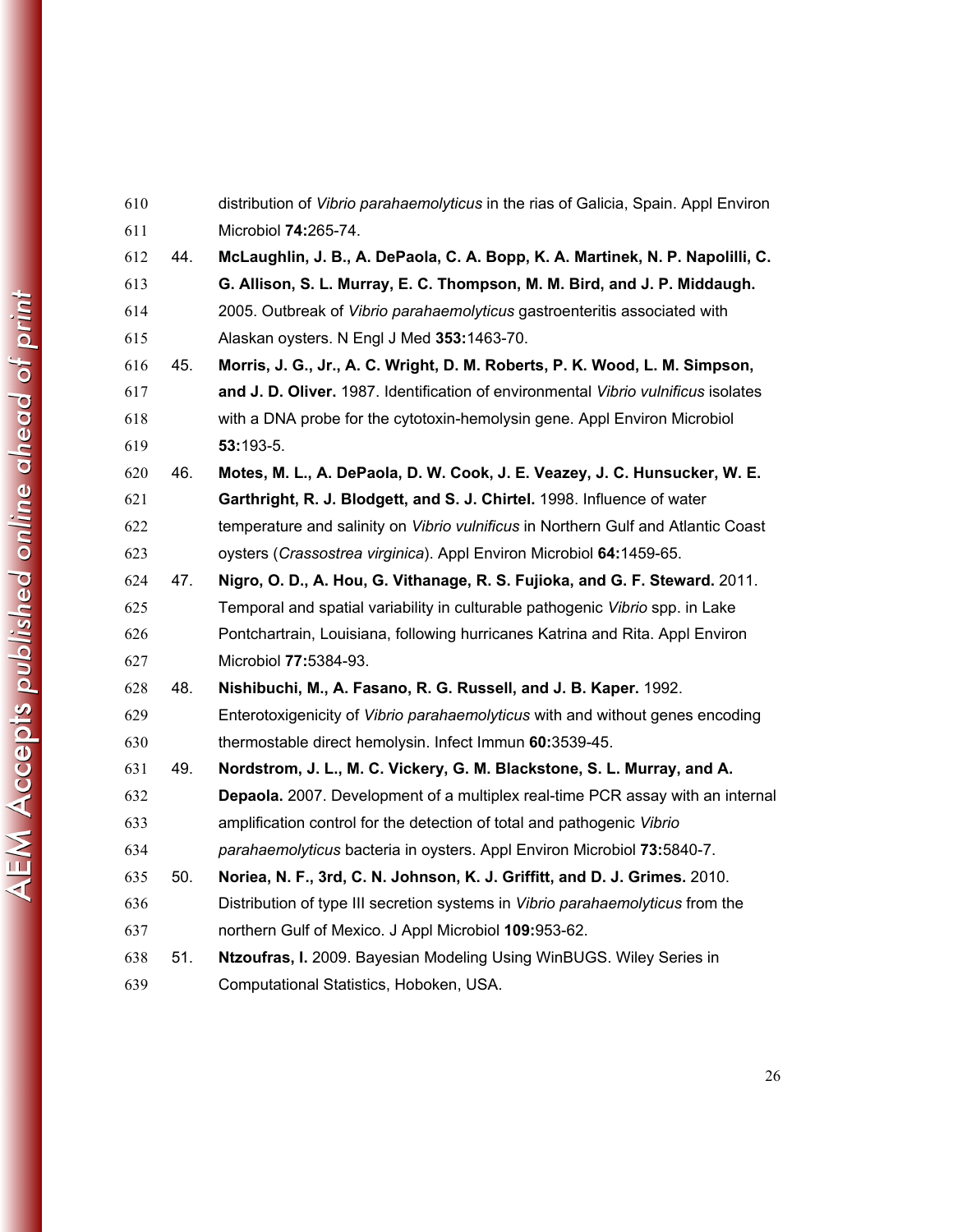distribution of *Vibrio parahaemolyticus* in the rias of Galicia, Spain. Appl Environ Microbiol **74:**265-74.

44. **McLaughlin, J. B., A. DePaola, C. A. Bopp, K. A. Martinek, N. P. Napolilli, C. G. Allison, S. L. Murray, E. C. Thompson, M. M. Bird, and J. P. Middaugh.** 2005. Outbreak of *Vibrio parahaemolyticus* gastroenteritis associated with Alaskan oysters. N Engl J Med **353:**1463-70.

45. **Morris, J. G., Jr., A. C. Wright, D. M. Roberts, P. K. Wood, L. M. Simpson, and J. D. Oliver.** 1987. Identification of environmental *Vibrio vulnificus* isolates with a DNA probe for the cytotoxin-hemolysin gene. Appl Environ Microbiol **53:**193-5.

46. **Motes, M. L., A. DePaola, D. W. Cook, J. E. Veazey, J. C. Hunsucker, W. E. Garthright, R. J. Blodgett, and S. J. Chirtel.** 1998. Influence of water temperature and salinity on *Vibrio vulnificus* in Northern Gulf and Atlantic Coast oysters (*Crassostrea virginica*). Appl Environ Microbiol **64:**1459-65.

47. **Nigro, O. D., A. Hou, G. Vithanage, R. S. Fujioka, and G. F. Steward.** 2011. Temporal and spatial variability in culturable pathogenic *Vibrio* spp. in Lake Pontchartrain, Louisiana, following hurricanes Katrina and Rita. Appl Environ Microbiol **77:**5384-93.

48. **Nishibuchi, M., A. Fasano, R. G. Russell, and J. B. Kaper.** 1992. Enterotoxigenicity of *Vibrio parahaemolyticus* with and without genes encoding thermostable direct hemolysin. Infect Immun **60:**3539-45.

49. **Nordstrom, J. L., M. C. Vickery, G. M. Blackstone, S. L. Murray, and A. Depaola.** 2007. Development of a multiplex real-time PCR assay with an internal amplification control for the detection of total and pathogenic *Vibrio parahaemolyticus* bacteria in oysters. Appl Environ Microbiol **73:**5840-7.

50. **Noriea, N. F., 3rd, C. N. Johnson, K. J. Griffitt, and D. J. Grimes.** 2010. Distribution of type III secretion systems in *Vibrio parahaemolyticus* from the northern Gulf of Mexico. J Appl Microbiol **109:**953-62.

51. **Ntzoufras, I.** 2009. Bayesian Modeling Using WinBUGS. Wiley Series in Computational Statistics, Hoboken, USA.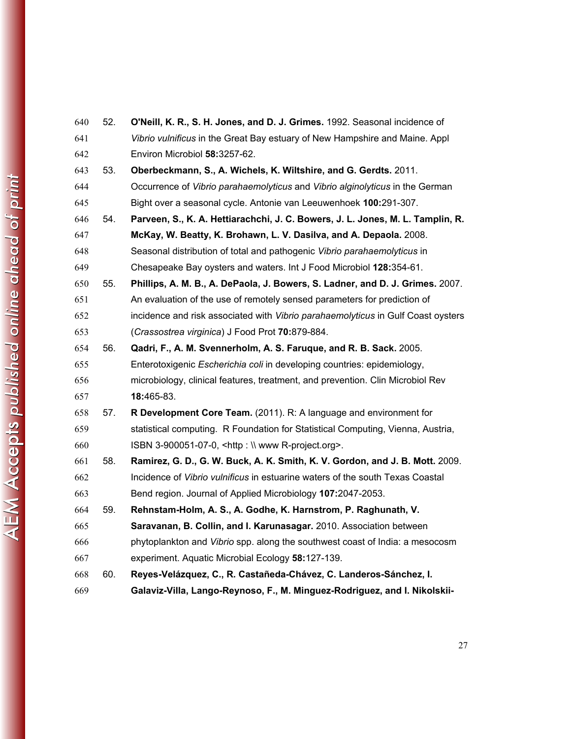52. **O'Neill, K. R., S. H. Jones, and D. J. Grimes.** 1992. Seasonal incidence of *Vibrio vulnificus* in the Great Bay estuary of New Hampshire and Maine. Appl Environ Microbiol **58:**3257-62.

53. **Oberbeckmann, S., A. Wichels, K. Wiltshire, and G. Gerdts.** 2011. Occurrence of *Vibrio parahaemolyticus* and *Vibrio alginolyticus* in the German Bight over a seasonal cycle. Antonie van Leeuwenhoek **100:**291-307.

54. **Parveen, S., K. A. Hettiarachchi, J. C. Bowers, J. L. Jones, M. L. Tamplin, R. McKay, W. Beatty, K. Brohawn, L. V. Dasilva, and A. Depaola.** 2008. Seasonal distribution of total and pathogenic *Vibrio parahaemolyticus* in Chesapeake Bay oysters and waters. Int J Food Microbiol **128:**354-61.

55. **Phillips, A. M. B., A. DePaola, J. Bowers, S. Ladner, and D. J. Grimes.** 2007. An evaluation of the use of remotely sensed parameters for prediction of incidence and risk associated with *Vibrio parahaemolyticus* in Gulf Coast oysters (*Crassostrea virginica*) J Food Prot **70:**879-884.

56. **Qadri, F., A. M. Svennerholm, A. S. Faruque, and R. B. Sack.** 2005. Enterotoxigenic *Escherichia coli* in developing countries: epidemiology, microbiology, clinical features, treatment, and prevention. Clin Microbiol Rev **18:**465-83.

57. **R Development Core Team.** (2011). R: A language and environment for statistical computing. R Foundation for Statistical Computing, Vienna, Austria, ISBN 3-900051-07-0, <http : \\ www R-project.org>.

58. **Ramirez, G. D., G. W. Buck, A. K. Smith, K. V. Gordon, and J. B. Mott.** 2009. Incidence of *Vibrio vulnificus* in estuarine waters of the south Texas Coastal Bend region. Journal of Applied Microbiology **107:**2047-2053.

59. **Rehnstam-Holm, A. S., A. Godhe, K. Harnstrom, P. Raghunath, V. Saravanan, B. Collin, and I. Karunasagar.** 2010. Association between phytoplankton and *Vibrio* spp. along the southwest coast of India: a mesocosm experiment. Aquatic Microbial Ecology **58:**127-139.

60. **Reyes-Velázquez, C., R. Castañeda-Chávez, C. Landeros-Sánchez, I. Galaviz-Villa, Lango-Reynoso, F., M. Minguez-Rodriguez, and I. Nikolskii-**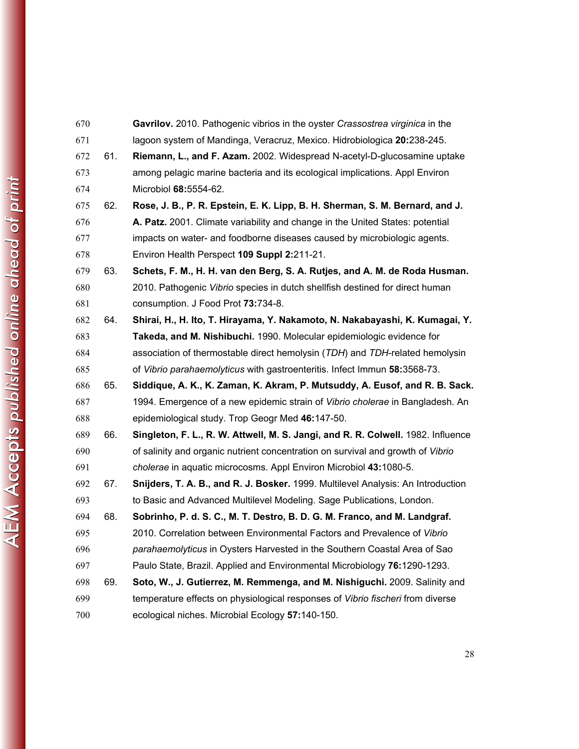**Gavrilov.** 2010. Pathogenic vibrios in the oyster *Crassostrea virginica* in the lagoon system of Mandinga, Veracruz, Mexico. Hidrobiologica **20:**238-245.

61. **Riemann, L., and F. Azam.** 2002. Widespread N-acetyl-D-glucosamine uptake among pelagic marine bacteria and its ecological implications. Appl Environ Microbiol **68:**5554-62.
62. **Rose, J. B., P. R. Epstein, E. K. Lipp, B. H. Sherman, S. M. Bernard, and J. A. Patz.** 2001. Climate variability and change in the United States: potential impacts on water- and foodborne diseases caused by microbiologic agents. Environ Health Perspect **109 Suppl 2:**211-21.
63. **Schets, F. M., H. H. van den Berg, S. A. Rutjes, and A. M. de Roda Husman.** 2010. Pathogenic *Vibrio* species in dutch shellfish destined for direct human consumption. J Food Prot **73:**734-8.
64. **Shirai, H., H. Ito, T. Hirayama, Y. Nakamoto, N. Nakabayashi, K. Kumagai, Y. Takeda, and M. Nishibuchi.** 1990. Molecular epidemiologic evidence for association of thermostable direct hemolysin (*TDH*) and *TDH*-related hemolysin of *Vibrio parahaemolyticus* with gastroenteritis. Infect Immun **58:**3568-73.
65. **Siddique, A. K., K. Zaman, K. Akram, P. Mutsuddy, A. Eusof, and R. B. Sack.** 1994. Emergence of a new epidemic strain of *Vibrio cholerae* in Bangladesh. An epidemiological study. Trop Geogr Med **46:**147-50.
66. **Singleton, F. L., R. W. Attwell, M. S. Jangi, and R. R. Colwell.** 1982. Influence of salinity and organic nutrient concentration on survival and growth of *Vibrio cholerae* in aquatic microcosms. Appl Environ Microbiol **43:**1080-5.
67. **Snijders, T. A. B., and R. J. Bosker.** 1999. Multilevel Analysis: An Introduction to Basic and Advanced Multilevel Modeling. Sage Publications, London.
68. **Sobrinho, P. d. S. C., M. T. Destro, B. D. G. M. Franco, and M. Landgraf.** 2010. Correlation between Environmental Factors and Prevalence of *Vibrio parahaemolyticus* in Oysters Harvested in the Southern Coastal Area of Sao Paulo State, Brazil. Applied and Environmental Microbiology **76:**1290-1293.
69. **Soto, W., J. Gutierrez, M. Remmenga, and M. Nishiguchi.** 2009. Salinity and temperature effects on physiological responses of *Vibrio fischeri* from diverse ecological niches. Microbial Ecology **57:**140-150.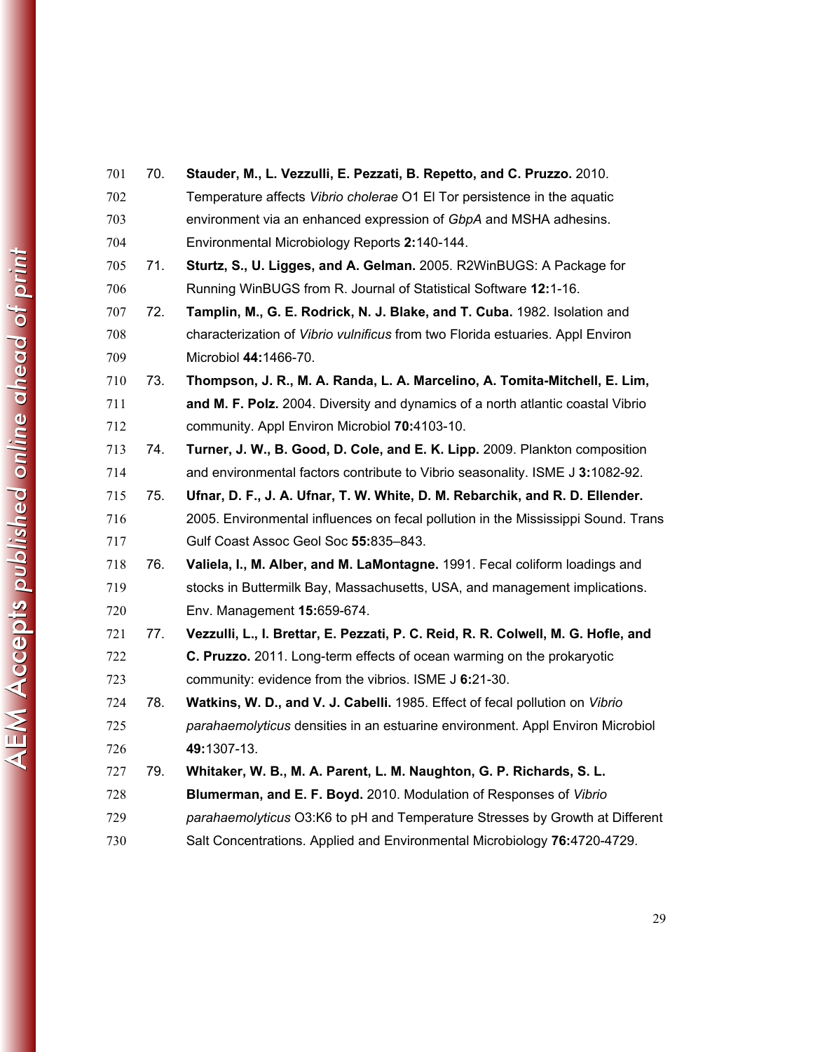70. **Stauder, M., L. Vezzulli, E. Pezzati, B. Repetto, and C. Pruzzo.** 2010. Temperature affects *Vibrio cholerae* O1 El Tor persistence in the aquatic environment via an enhanced expression of *GbpA* and MSHA adhesins. Environmental Microbiology Reports **2:**140-144.

71. **Sturtz, S., U. Ligges, and A. Gelman.** 2005. R2WinBUGS: A Package for Running WinBUGS from R. Journal of Statistical Software **12:**1-16.

72. **Tamplin, M., G. E. Rodrick, N. J. Blake, and T. Cuba.** 1982. Isolation and characterization of *Vibrio vulnificus* from two Florida estuaries. Appl Environ Microbiol **44:**1466-70.

73. **Thompson, J. R., M. A. Randa, L. A. Marcelino, A. Tomita-Mitchell, E. Lim, and M. F. Polz.** 2004. Diversity and dynamics of a north atlantic coastal Vibrio community. Appl Environ Microbiol **70:**4103-10.

74. **Turner, J. W., B. Good, D. Cole, and E. K. Lipp.** 2009. Plankton composition and environmental factors contribute to Vibrio seasonality. ISME J **3:**1082-92.

75. **Ufnar, D. F., J. A. Ufnar, T. W. White, D. M. Rebarchik, and R. D. Ellender.** 2005. Environmental influences on fecal pollution in the Mississippi Sound. Trans Gulf Coast Assoc Geol Soc **55:**835–843.

76. **Valiela, I., M. Alber, and M. LaMontagne.** 1991. Fecal coliform loadings and stocks in Buttermilk Bay, Massachusetts, USA, and management implications. Env. Management **15:**659-674.

77. **Vezzulli, L., I. Brettar, E. Pezzati, P. C. Reid, R. R. Colwell, M. G. Hofle, and C. Pruzzo.** 2011. Long-term effects of ocean warming on the prokaryotic community: evidence from the vibrios. ISME J **6:**21-30.

78. **Watkins, W. D., and V. J. Cabelli.** 1985. Effect of fecal pollution on *Vibrio parahaemolyticus* densities in an estuarine environment. Appl Environ Microbiol **49:**1307-13.

79. **Whitaker, W. B., M. A. Parent, L. M. Naughton, G. P. Richards, S. L. Blumerman, and E. F. Boyd.** 2010. Modulation of Responses of *Vibrio parahaemolyticus* O3:K6 to pH and Temperature Stresses by Growth at Different Salt Concentrations. Applied and Environmental Microbiology **76:**4720-4729.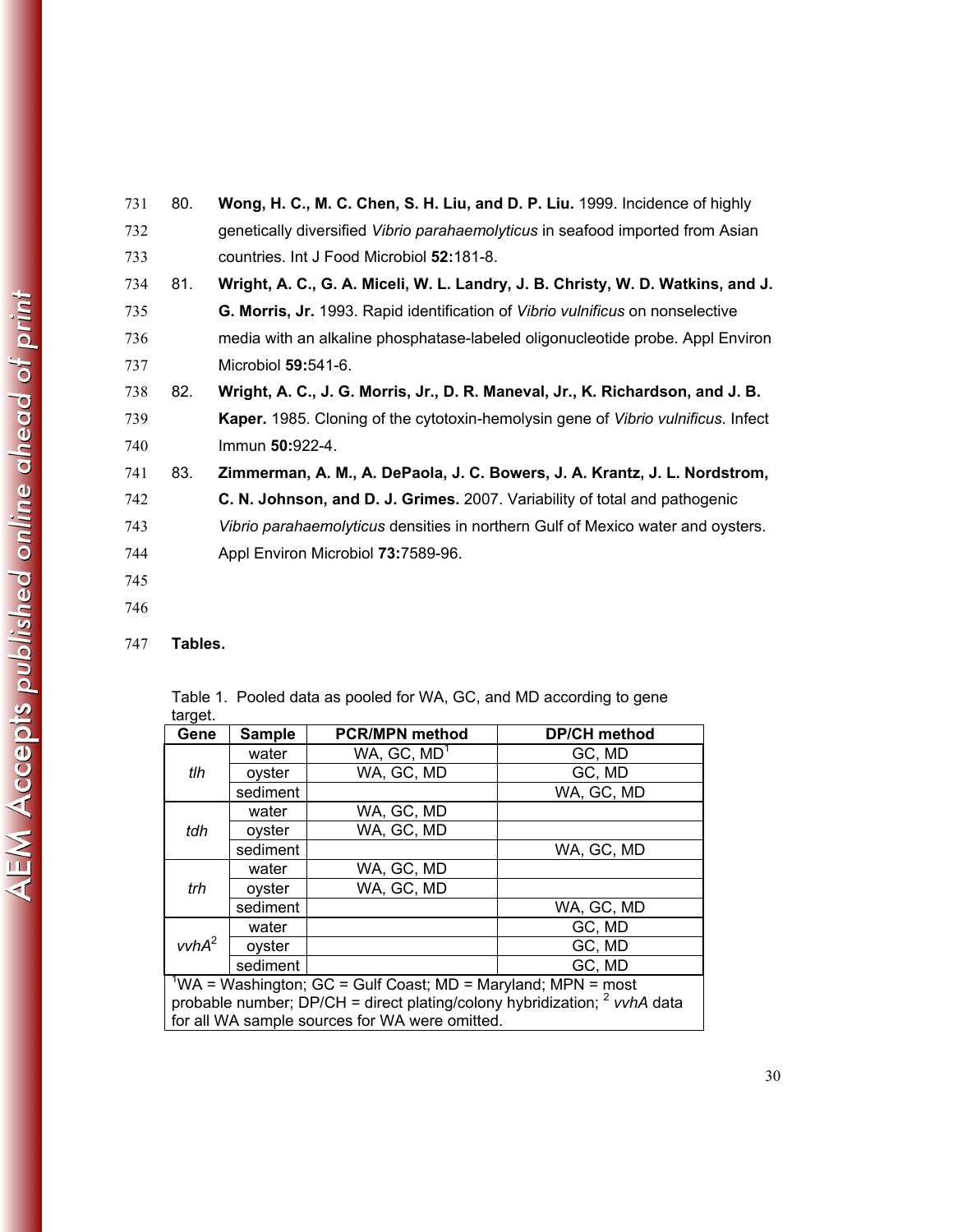80. **Wong, H. C., M. C. Chen, S. H. Liu, and D. P. Liu.** 1999. Incidence of highly genetically diversified *Vibrio parahaemolyticus* in seafood imported from Asian countries. Int J Food Microbiol **52:**181-8.

81. **Wright, A. C., G. A. Miceli, W. L. Landry, J. B. Christy, W. D. Watkins, and J. G. Morris, Jr.** 1993. Rapid identification of *Vibrio vulnificus* on nonselective media with an alkaline phosphatase-labeled oligonucleotide probe. Appl Environ Microbiol **59:**541-6.

82. **Wright, A. C., J. G. Morris, Jr., D. R. Maneval, Jr., K. Richardson, and J. B. Kaper.** 1985. Cloning of the cytotoxin-hemolysin gene of *Vibrio vulnificus*. Infect Immun **50:**922-4.

83. **Zimmerman, A. M., A. DePaola, J. C. Bowers, J. A. Krantz, J. L. Nordstrom, C. N. Johnson, and D. J. Grimes.** 2007. Variability of total and pathogenic *Vibrio parahaemolyticus* densities in northern Gulf of Mexico water and oysters. Appl Environ Microbiol **73:**7589-96.

**Tables.**

Table 1. Pooled data as pooled for WA, GC, and MD according to gene target.

| Gene | Sample | PCR/MPN method | DP/CH method |
|---|---|---|---|
| *tlh* | water | WA, GC, MD[1] | GC, MD |
| | oyster | WA, GC, MD | GC, MD |
| | sediment | | WA, GC, MD |
| *tdh* | water | WA, GC, MD | |
| | oyster | WA, GC, MD | |
| | sediment | | WA, GC, MD |
| *trh* | water | WA, GC, MD | |
| | oyster | WA, GC, MD | |
| | sediment | | WA, GC, MD |
| *vvhA*[2] | water | | GC, MD |
| | oyster | | GC, MD |
| | sediment | | GC, MD |

[1]WA = Washington; GC = Gulf Coast; MD = Maryland; MPN = most probable number; DP/CH = direct plating/colony hybridization; [2] *vvhA* data for all WA sample sources for WA were omitted.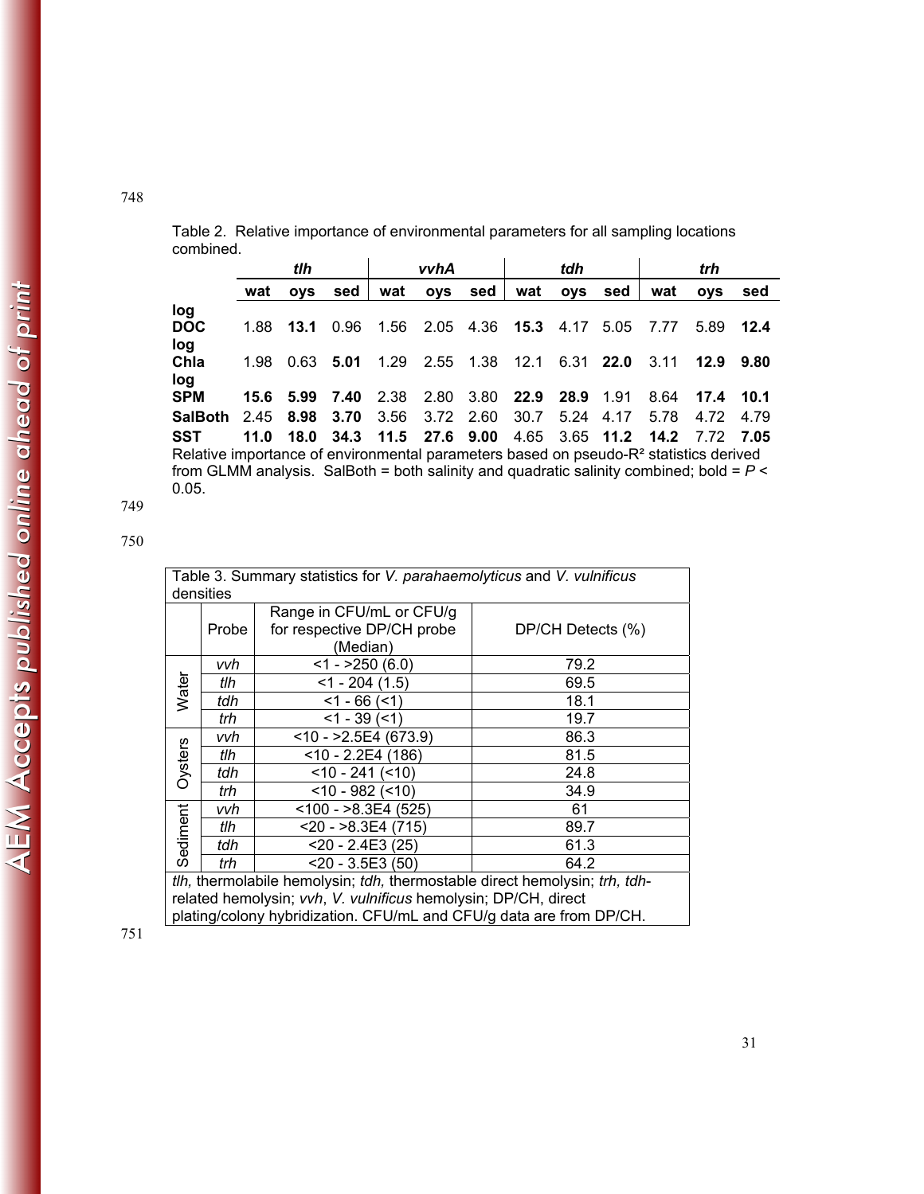Table 2. Relative importance of environmental parameters for all sampling locations combined.

| | *tlh* | | | *vvhA* | | | *tdh* | | | *trh* | | |
|---|---|---|---|---|---|---|---|---|---|---|---|---|
| | wat | oys | sed | wat | oys | sed | wat | oys | sed | wat | oys | sed |
| **log DOC** | 1.88 | **13.1** | 0.96 | 1.56 | 2.05 | 4.36 | **15.3** | 4.17 | 5.05 | 7.77 | 5.89 | **12.4** |
| **log Chla** | 1.98 | 0.63 | **5.01** | 1.29 | 2.55 | 1.38 | 12.1 | 6.31 | **22.0** | 3.11 | **12.9** | **9.80** |
| **log SPM** | **15.6** | **5.99** | **7.40** | 2.38 | 2.80 | 3.80 | **22.9** | **28.9** | 1.91 | 8.64 | **17.4** | **10.1** |
| **SalBoth** | 2.45 | **8.98** | **3.70** | 3.56 | 3.72 | 2.60 | 30.7 | 5.24 | 4.17 | 5.78 | 4.72 | 4.79 |
| **SST** | **11.0** | **18.0** | **34.3** | **11.5** | **27.6** | **9.00** | 4.65 | 3.65 | **11.2** | **14.2** | 7.72 | **7.05** |

Relative importance of environmental parameters based on pseudo-$R^2$ statistics derived from GLMM analysis. SalBoth = both salinity and quadratic salinity combined; bold = $P < 0.05$.

Table 3. Summary statistics for *V. parahaemolyticus* and *V. vulnificus* densities

| | Probe | Range in CFU/mL or CFU/g for respective DP/CH probe (Median) | DP/CH Detects (%) |
|---|---|---|---|
| Water | *vvh* | <1 - >250 (6.0) | 79.2 |
| | *tlh* | <1 - 204 (1.5) | 69.5 |
| | *tdh* | <1 - 66 (<1) | 18.1 |
| | *trh* | <1 - 39 (<1) | 19.7 |
| Oysters | *vvh* | <10 - >2.5E4 (673.9) | 86.3 |
| | *tlh* | <10 - 2.2E4 (186) | 81.5 |
| | *tdh* | <10 - 241 (<10) | 24.8 |
| | *trh* | <10 - 982 (<10) | 34.9 |
| Sediment | *vvh* | <100 - >8.3E4 (525) | 61 |
| | *tlh* | <20 - >8.3E4 (715) | 89.7 |
| | *tdh* | <20 - 2.4E3 (25) | 61.3 |
| | *trh* | <20 - 3.5E3 (50) | 64.2 |

*tlh,* thermolabile hemolysin; *tdh,* thermostable direct hemolysin; *trh, tdh*-related hemolysin; *vvh*, *V. vulnificus* hemolysin; DP/CH, direct plating/colony hybridization. CFU/mL and CFU/g data are from DP/CH.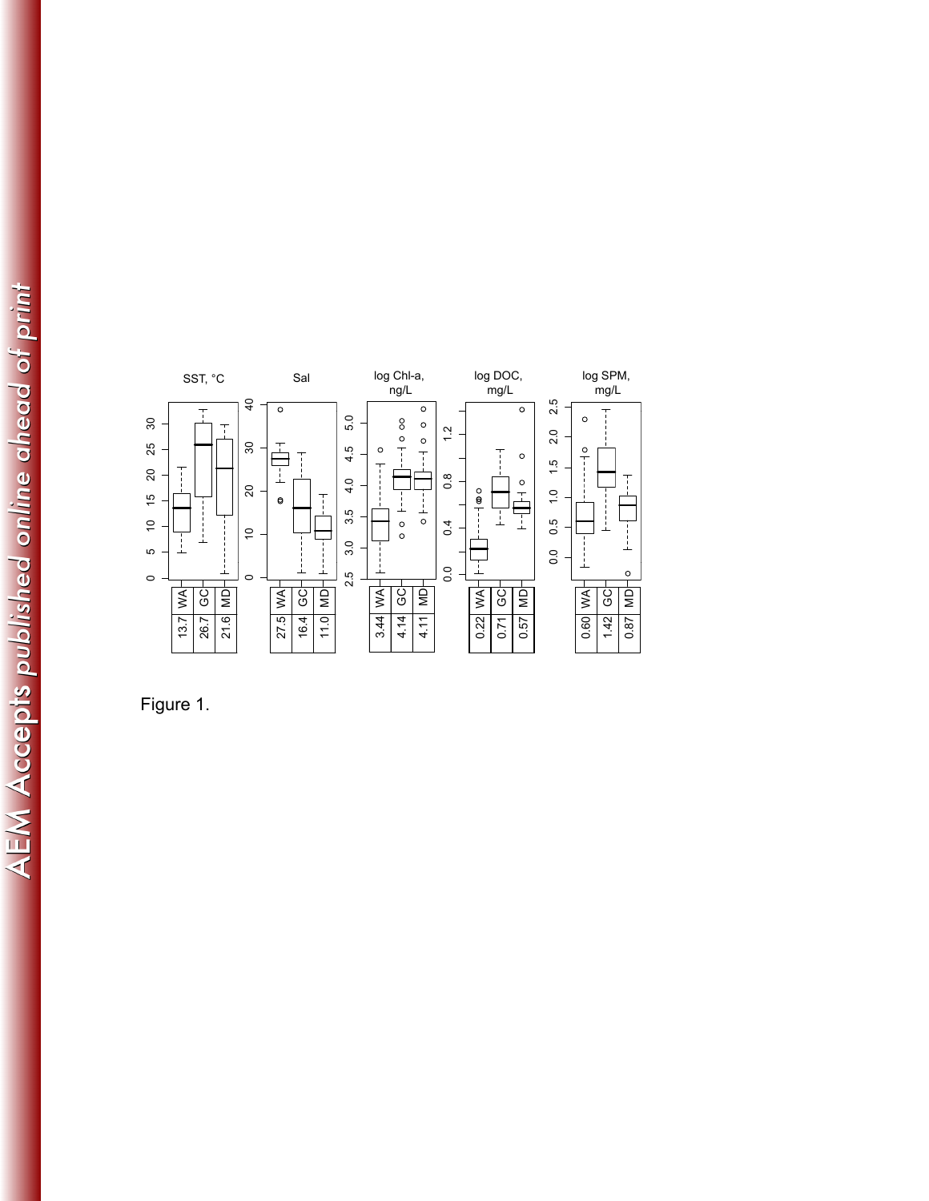Figure 1.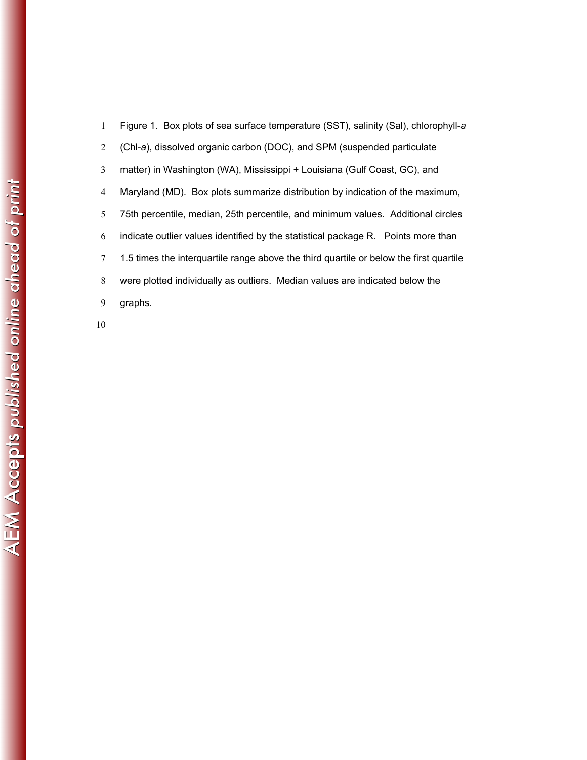Figure 1. Box plots of sea surface temperature (SST), salinity (Sal), chlorophyll-*a* (Chl-*a*), dissolved organic carbon (DOC), and SPM (suspended particulate matter) in Washington (WA), Mississippi + Louisiana (Gulf Coast, GC), and Maryland (MD). Box plots summarize distribution by indication of the maximum, 75th percentile, median, 25th percentile, and minimum values. Additional circles indicate outlier values identified by the statistical package R. Points more than 1.5 times the interquartile range above the third quartile or below the first quartile were plotted individually as outliers. Median values are indicated below the graphs.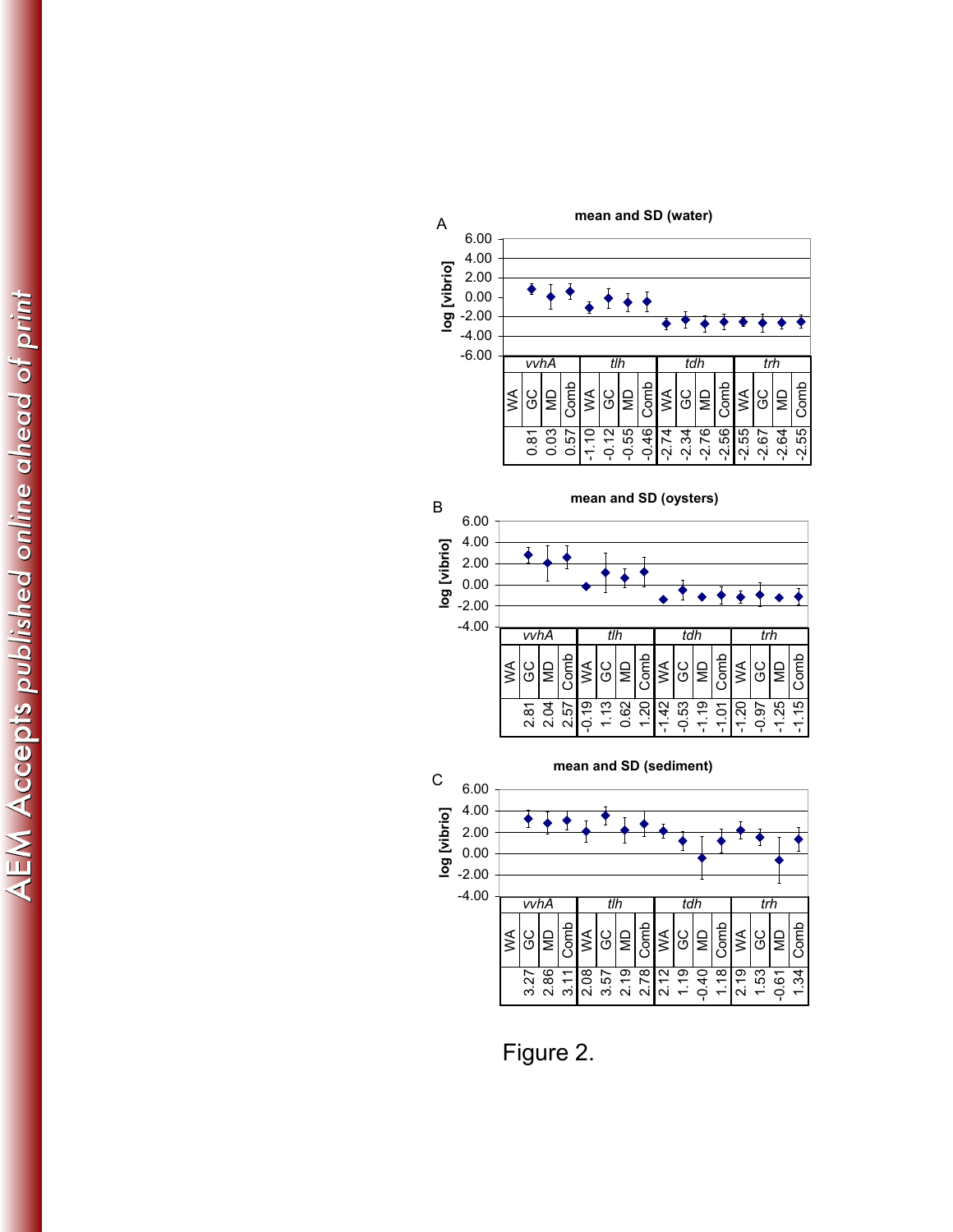**A**

**mean and SD (water)**

| | vvhA | | | | tlh | | | | tdh | | | | trh | | | |
|---|---|---|---|---|---|---|---|---|---|---|---|---|---|---|---|---|
| | WA | GC | MD | Comb | WA | GC | MD | Comb | WA | GC | MD | Comb | WA | GC | MD | Comb |
| log [vibrio] | | 0.81 | 0.03 | 0.57 | -1.10 | -0.12 | -0.55 | -0.46 | -2.74 | -2.34 | -2.76 | -2.56 | -2.55 | -2.67 | -2.64 | -2.55 |

**B**

**mean and SD (oysters)**

| | vvhA | | | | tlh | | | | tdh | | | | trh | | | |
|---|---|---|---|---|---|---|---|---|---|---|---|---|---|---|---|---|
| | WA | GC | MD | Comb | WA | GC | MD | Comb | WA | GC | MD | Comb | WA | GC | MD | Comb |
| log [vibrio] | | 2.81 | 2.04 | 2.57 | -0.19 | 1.13 | 0.62 | 1.20 | -1.42 | -0.53 | -1.19 | -1.01 | -1.20 | -0.97 | -1.25 | -1.15 |

**C**

**mean and SD (sediment)**

| | vvhA | | | | tlh | | | | tdh | | | | trh | | | |
|---|---|---|---|---|---|---|---|---|---|---|---|---|---|---|---|---|
| | WA | GC | MD | Comb | WA | GC | MD | Comb | WA | GC | MD | Comb | WA | GC | MD | Comb |
| log [vibrio] | | 3.27 | 2.86 | 3.11 | 2.08 | 3.57 | 2.19 | 2.78 | 2.12 | 1.19 | -0.40 | 1.18 | 2.19 | 1.53 | -0.61 | 1.34 |

Figure 2.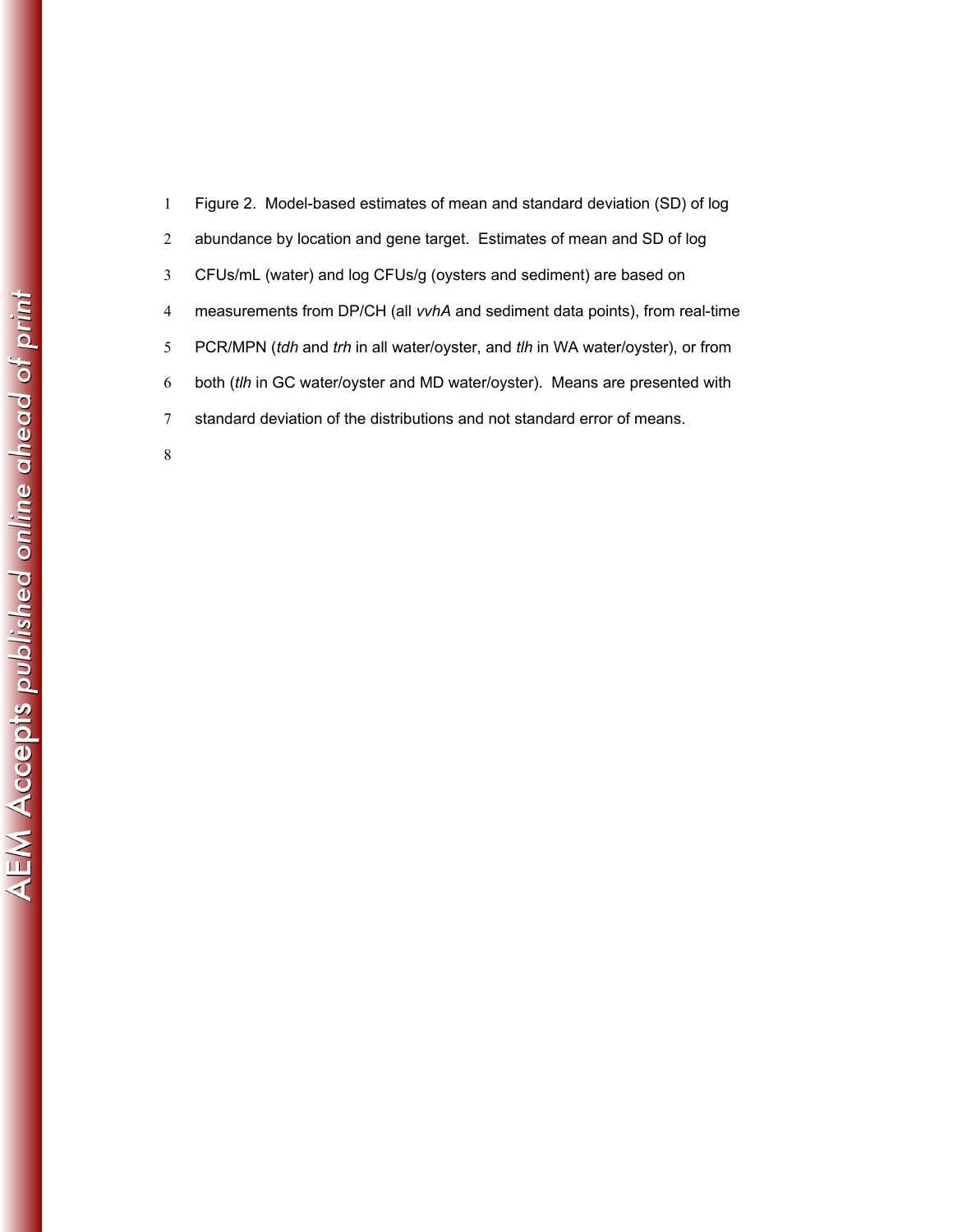Figure 2. Model-based estimates of mean and standard deviation (SD) of log abundance by location and gene target. Estimates of mean and SD of log CFUs/mL (water) and log CFUs/g (oysters and sediment) are based on measurements from DP/CH (all *vvhA* and sediment data points), from real-time PCR/MPN (*tdh* and *trh* in all water/oyster, and *tlh* in WA water/oyster), or from both (*tlh* in GC water/oyster and MD water/oyster). Means are presented with standard deviation of the distributions and not standard error of means.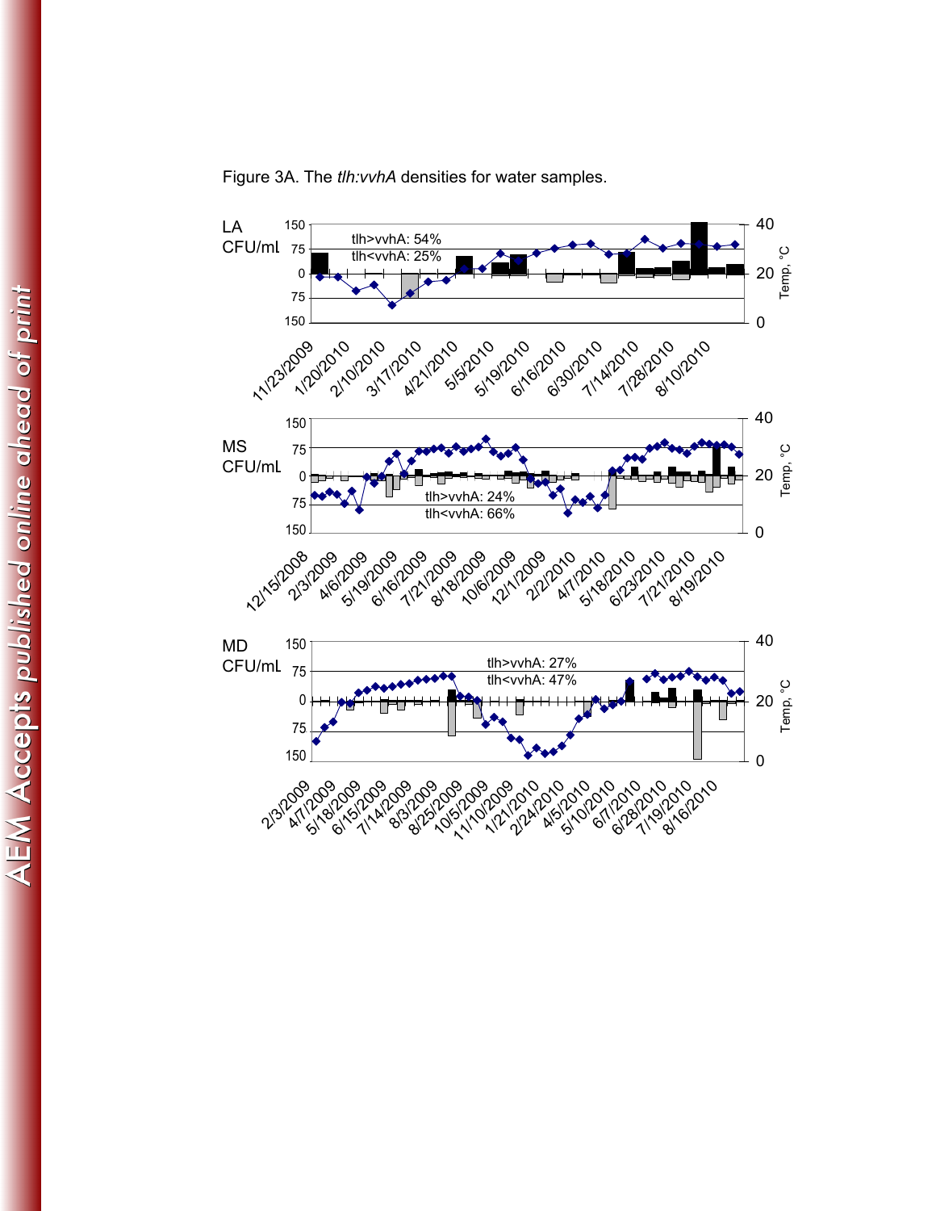Figure 3A. The *tlh:vvhA* densities for water samples.

LA CFU/mL

tlh>vvhA: 54%
tlh<vvhA: 25%

MS CFU/mL

tlh>vvhA: 24%
tlh<vvhA: 66%

MD CFU/mL

tlh>vvhA: 27%
tlh<vvhA: 47%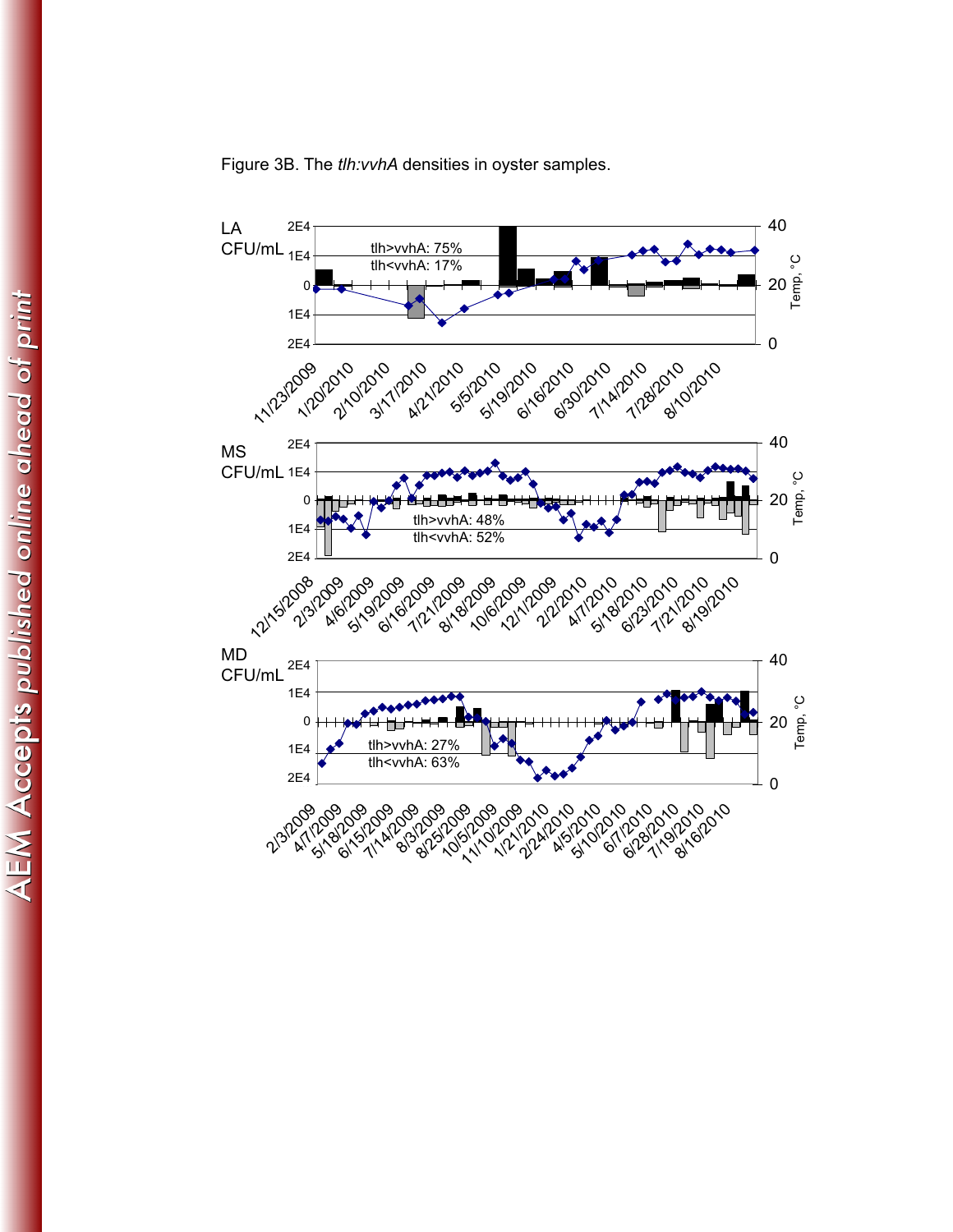Figure 3B. The *tlh:vvhA* densities in oyster samples.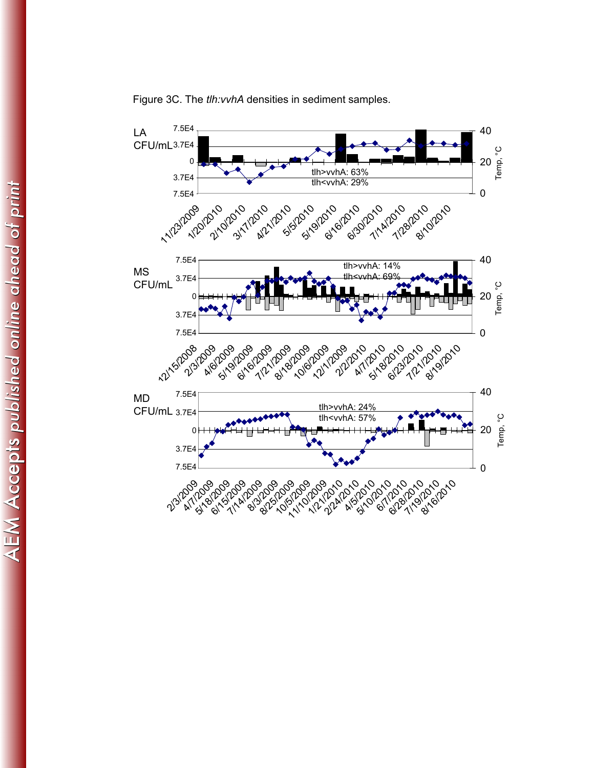Figure 3C. The *tlh:vvhA* densities in sediment samples.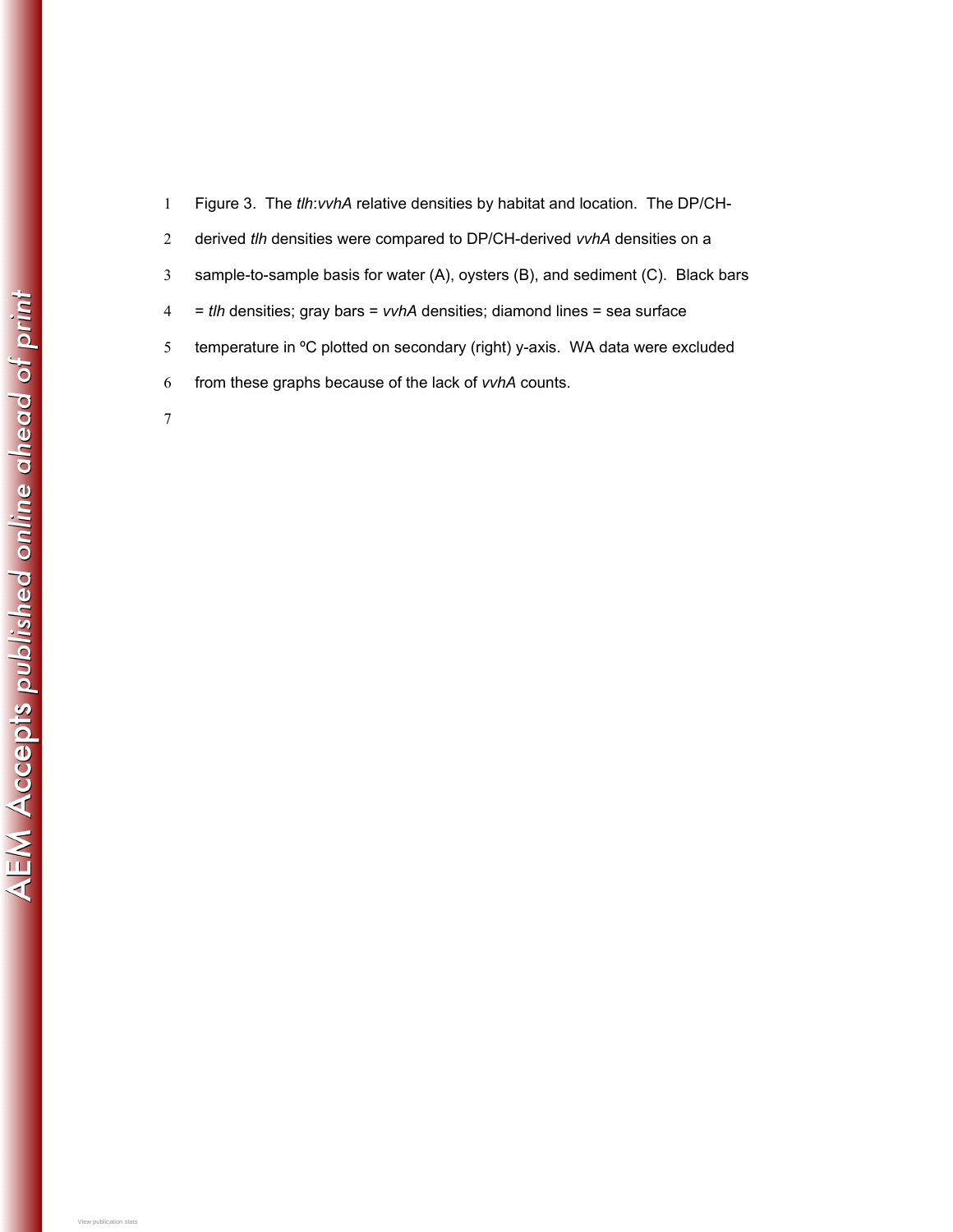Figure 3. The *tlh*:*vvhA* relative densities by habitat and location. The DP/CH-derived *tlh* densities were compared to DP/CH-derived *vvhA* densities on a sample-to-sample basis for water (A), oysters (B), and sediment (C). Black bars = *tlh* densities; gray bars = *vvhA* densities; diamond lines = sea surface temperature in ºC plotted on secondary (right) y-axis. WA data were excluded from these graphs because of the lack of *vvhA* counts.